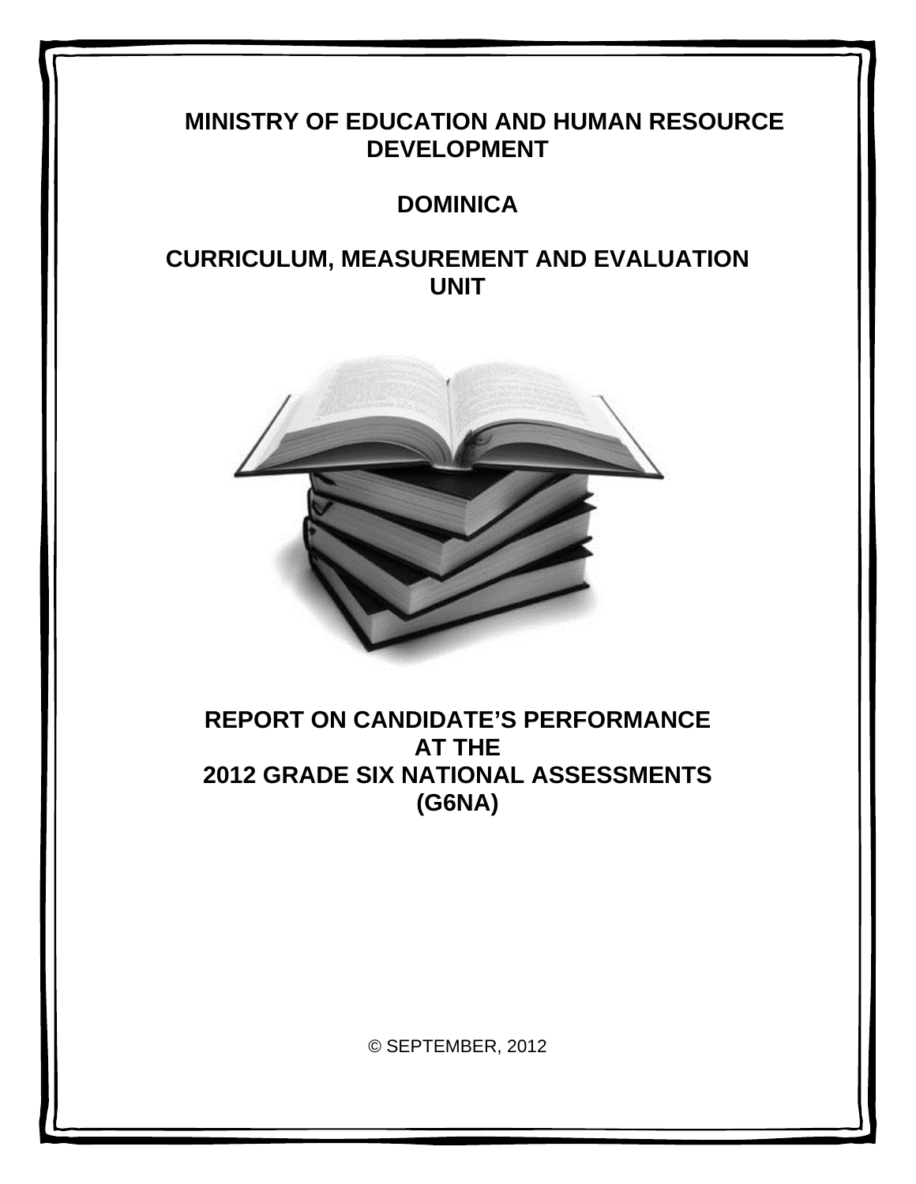# MINISTRY OF EDUCATION AND HUMAN RESOURCE DEVELOPMENT

## DOMINICA

## CURRICULUM, MEASUREMENT AND EVALUATION UNIT

# REPORT ON CANDIDATE'S PERFORMANCE AT THE 2012 GRADE SIX NATIONAL ASSESSMENTS (G6NA)

© SEPTEMBER, 2012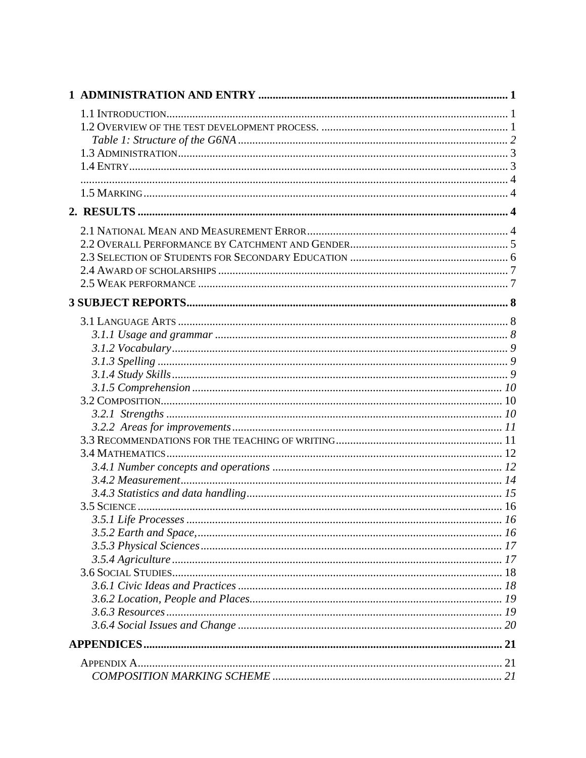1 ADMINISTRATION AND ENTRY ........................................................................................ 1

1.1 Introduction........................................................................................................................ 1
1.2 Overview of the test development process. ................................................................ 1
*Table 1: Structure of the G6NA* ...................................................................................... 2
1.3 Administration.................................................................................................................. 3
1.4 Entry.................................................................................................................................. 3
................................................................................................................................................ 4
1.5 Marking.............................................................................................................................. 4

2. RESULTS ............................................................................................................................ 4

2.1 National Mean and Measurement Error....................................................................... 4
2.2 Overall Performance by Catchment and Gender...................................................... 5
2.3 Selection of Students for Secondary Education ......................................................... 6
2.4 Award of scholarships ...................................................................................................... 7
2.5 Weak performance ........................................................................................................... 7

3 SUBJECT REPORTS.......................................................................................................... 8

3.1 Language Arts .................................................................................................................. 8
*3.1.1 Usage and grammar* ..................................................................................................... 8
*3.1.2 Vocabulary*................................................................................................................... 9
*3.1.3 Spelling* ........................................................................................................................ 9
*3.1.4 Study Skills*.................................................................................................................. 9
*3.1.5 Comprehension* ........................................................................................................... 10
3.2 Composition..................................................................................................................... 10
*3.2.1 Strengths* .................................................................................................................... 10
*3.2.2 Areas for improvements*............................................................................................. 11
3.3 Recommendations for the teaching of writing......................................................... 11
3.4 Mathematics.................................................................................................................... 12
*3.4.1 Number concepts and operations* ............................................................................... 12
*3.4.2 Measurement*.............................................................................................................. 14
*3.4.3 Statistics and data handling*........................................................................................ 15
3.5 Science ............................................................................................................................. 16
*3.5.1 Life Processes* ............................................................................................................ 16
*3.5.2 Earth and Space,*......................................................................................................... 16
*3.5.3 Physical Sciences*........................................................................................................ 17
*3.5.4 Agriculture* ................................................................................................................. 17
3.6 Social Studies................................................................................................................... 18
*3.6.1 Civic Ideas and Practices* ........................................................................................... 18
*3.6.2 Location, People and Places*....................................................................................... 19
*3.6.3 Resources* ................................................................................................................... 19
*3.6.4 Social Issues and Change* ........................................................................................... 20

APPENDICES........................................................................................................................... 21

Appendix A............................................................................................................................. 21
*COMPOSITION MARKING SCHEME* ............................................................................... 21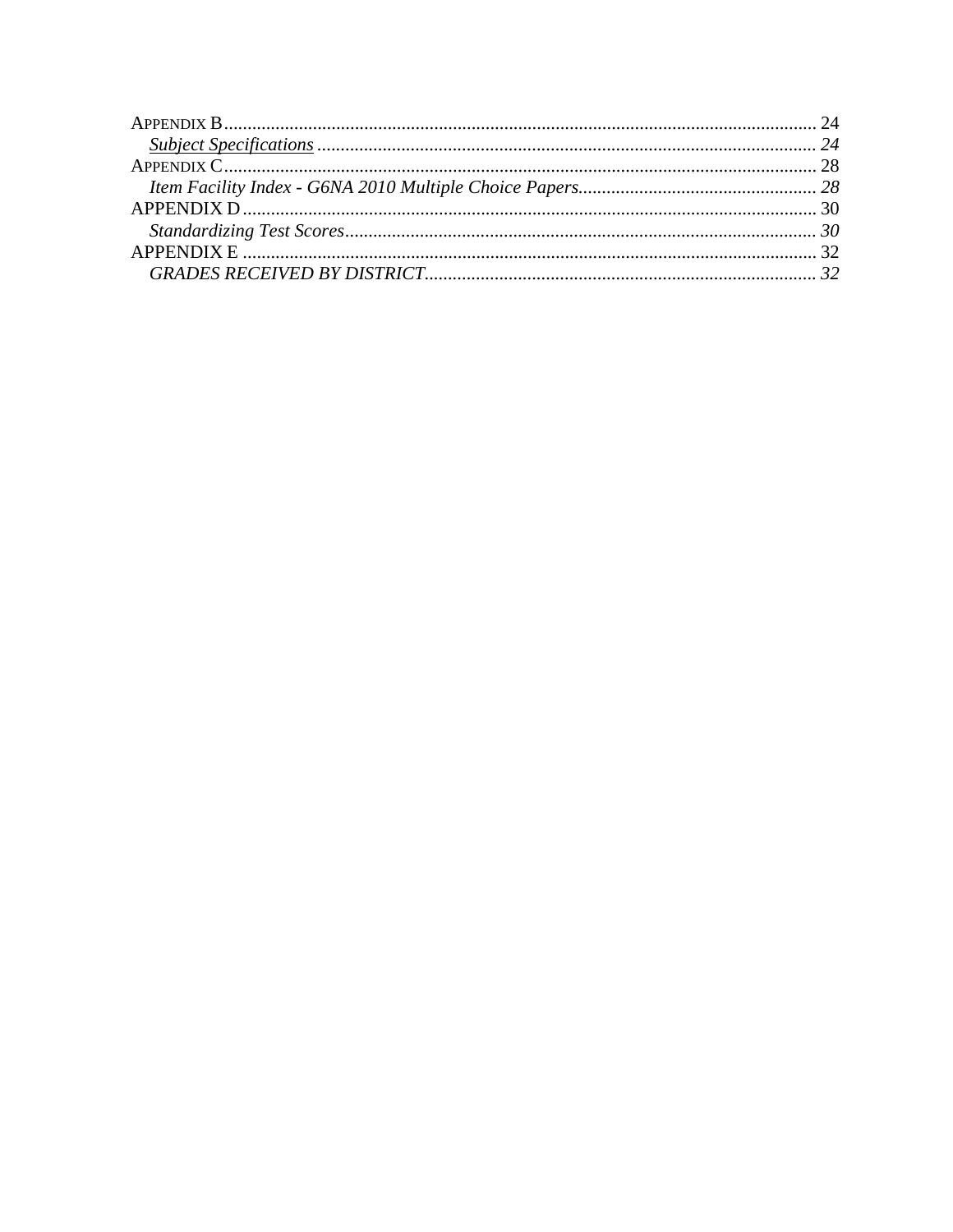APPENDIX B .......................................................................................................................... 24

*Subject Specifications* ........................................................................................................... 24

APPENDIX C .......................................................................................................................... 28

*Item Facility Index - G6NA 2010 Multiple Choice Papers*.................................................. 28

APPENDIX D .......................................................................................................................... 30

*Standardizing Test Scores*.................................................................................................... 30

APPENDIX E .......................................................................................................................... 32

*GRADES RECEIVED BY DISTRICT*.................................................................................. 32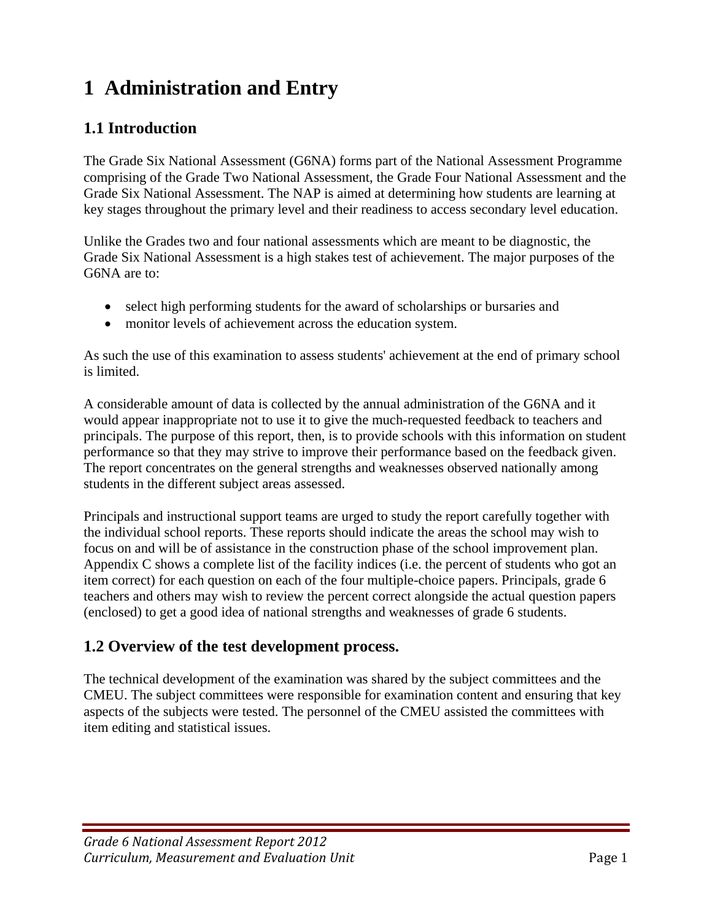# 1 Administration and Entry

## 1.1 Introduction

The Grade Six National Assessment (G6NA) forms part of the National Assessment Programme comprising of the Grade Two National Assessment, the Grade Four National Assessment and the Grade Six National Assessment. The NAP is aimed at determining how students are learning at key stages throughout the primary level and their readiness to access secondary level education.

Unlike the Grades two and four national assessments which are meant to be diagnostic, the Grade Six National Assessment is a high stakes test of achievement. The major purposes of the G6NA are to:

- select high performing students for the award of scholarships or bursaries and
- monitor levels of achievement across the education system.

As such the use of this examination to assess students' achievement at the end of primary school is limited.

A considerable amount of data is collected by the annual administration of the G6NA and it would appear inappropriate not to use it to give the much-requested feedback to teachers and principals. The purpose of this report, then, is to provide schools with this information on student performance so that they may strive to improve their performance based on the feedback given. The report concentrates on the general strengths and weaknesses observed nationally among students in the different subject areas assessed.

Principals and instructional support teams are urged to study the report carefully together with the individual school reports. These reports should indicate the areas the school may wish to focus on and will be of assistance in the construction phase of the school improvement plan. Appendix C shows a complete list of the facility indices (i.e. the percent of students who got an item correct) for each question on each of the four multiple-choice papers. Principals, grade 6 teachers and others may wish to review the percent correct alongside the actual question papers (enclosed) to get a good idea of national strengths and weaknesses of grade 6 students.

## 1.2 Overview of the test development process.

The technical development of the examination was shared by the subject committees and the CMEU. The subject committees were responsible for examination content and ensuring that key aspects of the subjects were tested. The personnel of the CMEU assisted the committees with item editing and statistical issues.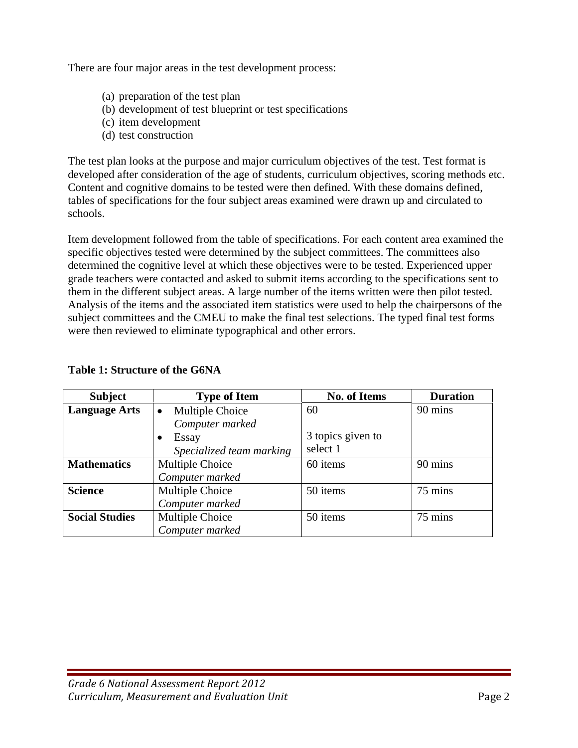There are four major areas in the test development process:

(a) preparation of the test plan
(b) development of test blueprint or test specifications
(c) item development
(d) test construction

The test plan looks at the purpose and major curriculum objectives of the test. Test format is developed after consideration of the age of students, curriculum objectives, scoring methods etc. Content and cognitive domains to be tested were then defined. With these domains defined, tables of specifications for the four subject areas examined were drawn up and circulated to schools.

Item development followed from the table of specifications. For each content area examined the specific objectives tested were determined by the subject committees. The committees also determined the cognitive level at which these objectives were to be tested. Experienced upper grade teachers were contacted and asked to submit items according to the specifications sent to them in the different subject areas. A large number of the items written were then pilot tested. Analysis of the items and the associated item statistics were used to help the chairpersons of the subject committees and the CMEU to make the final test selections. The typed final test forms were then reviewed to eliminate typographical and other errors.

**Table 1: Structure of the G6NA**

| Subject | Type of Item | No. of Items | Duration |
|---|---|---|---|
| **Language Arts** | • Multiple Choice *Computer marked*<br>• Essay *Specialized team marking* | 60<br><br>3 topics given to select 1 | 90 mins |
| **Mathematics** | Multiple Choice *Computer marked* | 60 items | 90 mins |
| **Science** | Multiple Choice *Computer marked* | 50 items | 75 mins |
| **Social Studies** | Multiple Choice *Computer marked* | 50 items | 75 mins |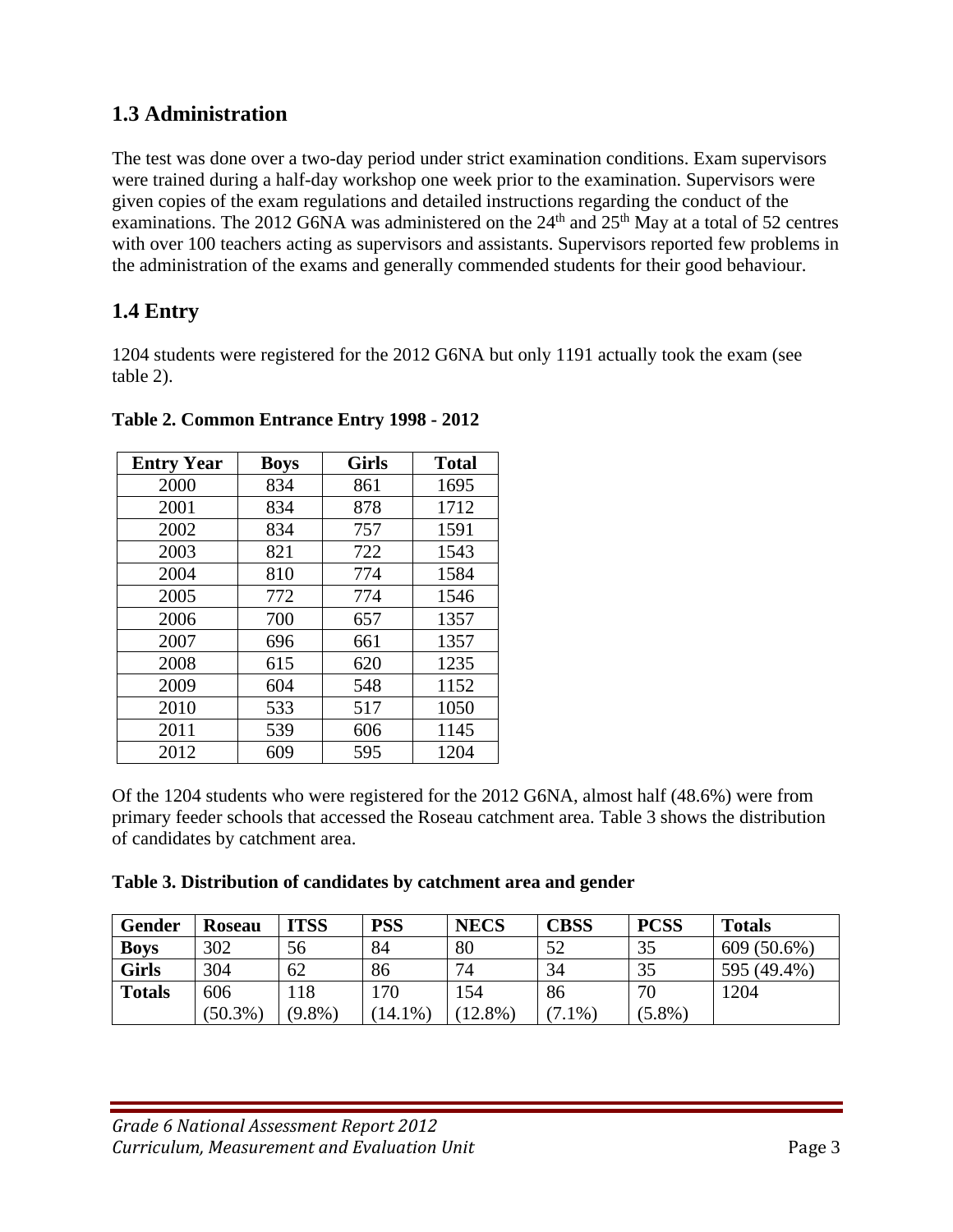## 1.3 Administration

The test was done over a two-day period under strict examination conditions. Exam supervisors were trained during a half-day workshop one week prior to the examination. Supervisors were given copies of the exam regulations and detailed instructions regarding the conduct of the examinations. The 2012 G6NA was administered on the 24th and 25th May at a total of 52 centres with over 100 teachers acting as supervisors and assistants. Supervisors reported few problems in the administration of the exams and generally commended students for their good behaviour.

## 1.4 Entry

1204 students were registered for the 2012 G6NA but only 1191 actually took the exam (see table 2).

**Table 2. Common Entrance Entry 1998 - 2012**

| Entry Year | Boys | Girls | Total |
|---|---|---|---|
| 2000 | 834 | 861 | 1695 |
| 2001 | 834 | 878 | 1712 |
| 2002 | 834 | 757 | 1591 |
| 2003 | 821 | 722 | 1543 |
| 2004 | 810 | 774 | 1584 |
| 2005 | 772 | 774 | 1546 |
| 2006 | 700 | 657 | 1357 |
| 2007 | 696 | 661 | 1357 |
| 2008 | 615 | 620 | 1235 |
| 2009 | 604 | 548 | 1152 |
| 2010 | 533 | 517 | 1050 |
| 2011 | 539 | 606 | 1145 |
| 2012 | 609 | 595 | 1204 |

Of the 1204 students who were registered for the 2012 G6NA, almost half (48.6%) were from primary feeder schools that accessed the Roseau catchment area. Table 3 shows the distribution of candidates by catchment area.

**Table 3. Distribution of candidates by catchment area and gender**

| Gender | Roseau | ITSS | PSS | NECS | CBSS | PCSS | Totals |
|---|---|---|---|---|---|---|---|
| **Boys** | 302 | 56 | 84 | 80 | 52 | 35 | 609 (50.6%) |
| **Girls** | 304 | 62 | 86 | 74 | 34 | 35 | 595 (49.4%) |
| **Totals** | 606 (50.3%) | 118 (9.8%) | 170 (14.1%) | 154 (12.8%) | 86 (7.1%) | 70 (5.8%) | 1204 |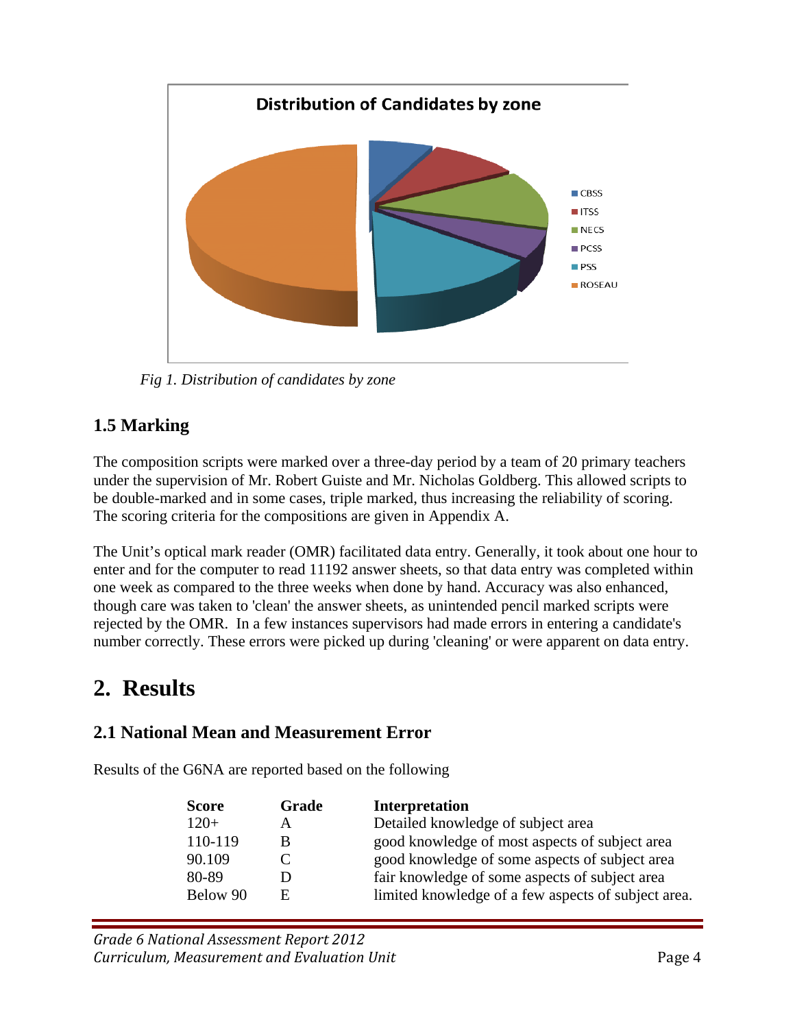Fig 1. Distribution of candidates by zone

### 1.5 Marking

The composition scripts were marked over a three-day period by a team of 20 primary teachers under the supervision of Mr. Robert Guiste and Mr. Nicholas Goldberg. This allowed scripts to be double-marked and in some cases, triple marked, thus increasing the reliability of scoring. The scoring criteria for the compositions are given in Appendix A.

The Unit's optical mark reader (OMR) facilitated data entry. Generally, it took about one hour to enter and for the computer to read 11192 answer sheets, so that data entry was completed within one week as compared to the three weeks when done by hand. Accuracy was also enhanced, though care was taken to 'clean' the answer sheets, as unintended pencil marked scripts were rejected by the OMR. In a few instances supervisors had made errors in entering a candidate's number correctly. These errors were picked up during 'cleaning' or were apparent on data entry.

# 2. Results

### 2.1 National Mean and Measurement Error

Results of the G6NA are reported based on the following

| Score | Grade | Interpretation |
|---|---|---|
| 120+ | A | Detailed knowledge of subject area |
| 110-119 | B | good knowledge of most aspects of subject area |
| 90.109 | C | good knowledge of some aspects of subject area |
| 80-89 | D | fair knowledge of some aspects of subject area |
| Below 90 | E | limited knowledge of a few aspects of subject area. |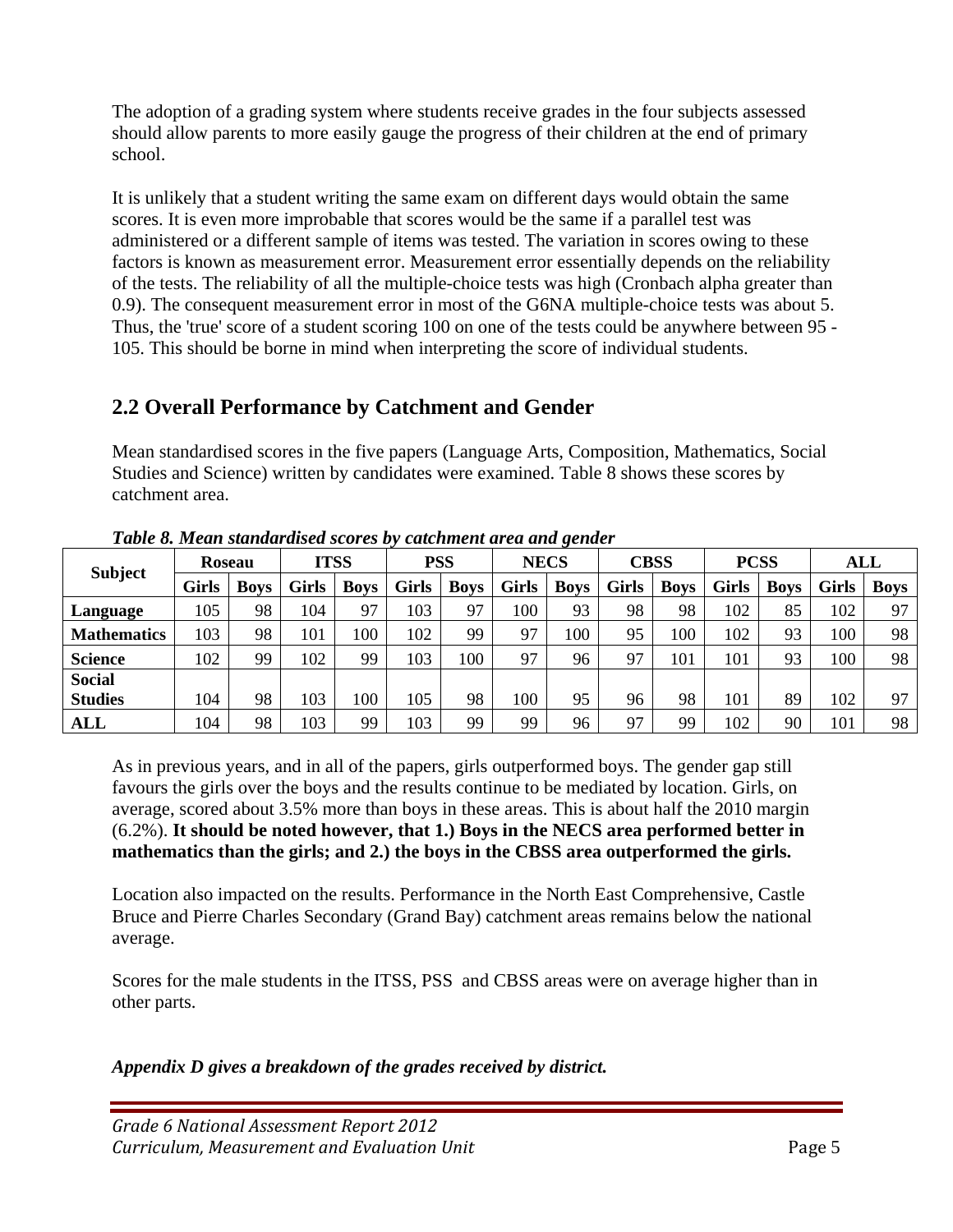The adoption of a grading system where students receive grades in the four subjects assessed should allow parents to more easily gauge the progress of their children at the end of primary school.

It is unlikely that a student writing the same exam on different days would obtain the same scores. It is even more improbable that scores would be the same if a parallel test was administered or a different sample of items was tested. The variation in scores owing to these factors is known as measurement error. Measurement error essentially depends on the reliability of the tests. The reliability of all the multiple-choice tests was high (Cronbach alpha greater than 0.9). The consequent measurement error in most of the G6NA multiple-choice tests was about 5. Thus, the 'true' score of a student scoring 100 on one of the tests could be anywhere between 95 - 105. This should be borne in mind when interpreting the score of individual students.

## 2.2 Overall Performance by Catchment and Gender

Mean standardised scores in the five papers (Language Arts, Composition, Mathematics, Social Studies and Science) written by candidates were examined. Table 8 shows these scores by catchment area.

*Table 8. Mean standardised scores by catchment area and gender*

| Subject | Roseau | | ITSS | | PSS | | NECS | | CBSS | | PCSS | | ALL | |
|---|---|---|---|---|---|---|---|---|---|---|---|---|---|---|
| | Girls | Boys | Girls | Boys | Girls | Boys | Girls | Boys | Girls | Boys | Girls | Boys | Girls | Boys |
| **Language** | 105 | 98 | 104 | 97 | 103 | 97 | 100 | 93 | 98 | 98 | 102 | 85 | 102 | 97 |
| **Mathematics** | 103 | 98 | 101 | 100 | 102 | 99 | 97 | 100 | 95 | 100 | 102 | 93 | 100 | 98 |
| **Science** | 102 | 99 | 102 | 99 | 103 | 100 | 97 | 96 | 97 | 101 | 101 | 93 | 100 | 98 |
| **Social Studies** | 104 | 98 | 103 | 100 | 105 | 98 | 100 | 95 | 96 | 98 | 101 | 89 | 102 | 97 |
| **ALL** | 104 | 98 | 103 | 99 | 103 | 99 | 99 | 96 | 97 | 99 | 102 | 90 | 101 | 98 |

As in previous years, and in all of the papers, girls outperformed boys. The gender gap still favours the girls over the boys and the results continue to be mediated by location. Girls, on average, scored about 3.5% more than boys in these areas. This is about half the 2010 margin (6.2%). **It should be noted however, that 1.) Boys in the NECS area performed better in mathematics than the girls; and 2.) the boys in the CBSS area outperformed the girls.**

Location also impacted on the results. Performance in the North East Comprehensive, Castle Bruce and Pierre Charles Secondary (Grand Bay) catchment areas remains below the national average.

Scores for the male students in the ITSS, PSS and CBSS areas were on average higher than in other parts.

***Appendix D gives a breakdown of the grades received by district.***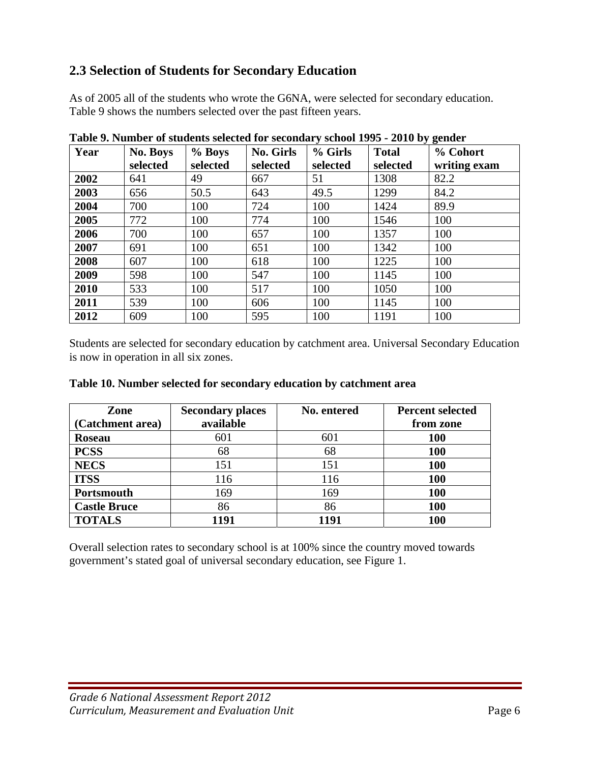## 2.3 Selection of Students for Secondary Education

As of 2005 all of the students who wrote the G6NA, were selected for secondary education. Table 9 shows the numbers selected over the past fifteen years.

**Table 9. Number of students selected for secondary school 1995 - 2010 by gender**

| Year | No. Boys selected | % Boys selected | No. Girls selected | % Girls selected | Total selected | % Cohort writing exam |
|---|---|---|---|---|---|---|
| **2002** | 641 | 49 | 667 | 51 | 1308 | 82.2 |
| **2003** | 656 | 50.5 | 643 | 49.5 | 1299 | 84.2 |
| **2004** | 700 | 100 | 724 | 100 | 1424 | 89.9 |
| **2005** | 772 | 100 | 774 | 100 | 1546 | 100 |
| **2006** | 700 | 100 | 657 | 100 | 1357 | 100 |
| **2007** | 691 | 100 | 651 | 100 | 1342 | 100 |
| **2008** | 607 | 100 | 618 | 100 | 1225 | 100 |
| **2009** | 598 | 100 | 547 | 100 | 1145 | 100 |
| **2010** | 533 | 100 | 517 | 100 | 1050 | 100 |
| **2011** | 539 | 100 | 606 | 100 | 1145 | 100 |
| **2012** | 609 | 100 | 595 | 100 | 1191 | 100 |

Students are selected for secondary education by catchment area. Universal Secondary Education is now in operation in all six zones.

**Table 10. Number selected for secondary education by catchment area**

| Zone (Catchment area) | Secondary places available | No. entered | Percent selected from zone |
|---|---|---|---|
| **Roseau** | 601 | 601 | **100** |
| **PCSS** | 68 | 68 | **100** |
| **NECS** | 151 | 151 | **100** |
| **ITSS** | 116 | 116 | **100** |
| **Portsmouth** | 169 | 169 | **100** |
| **Castle Bruce** | 86 | 86 | **100** |
| **TOTALS** | **1191** | **1191** | **100** |

Overall selection rates to secondary school is at 100% since the country moved towards government's stated goal of universal secondary education, see Figure 1.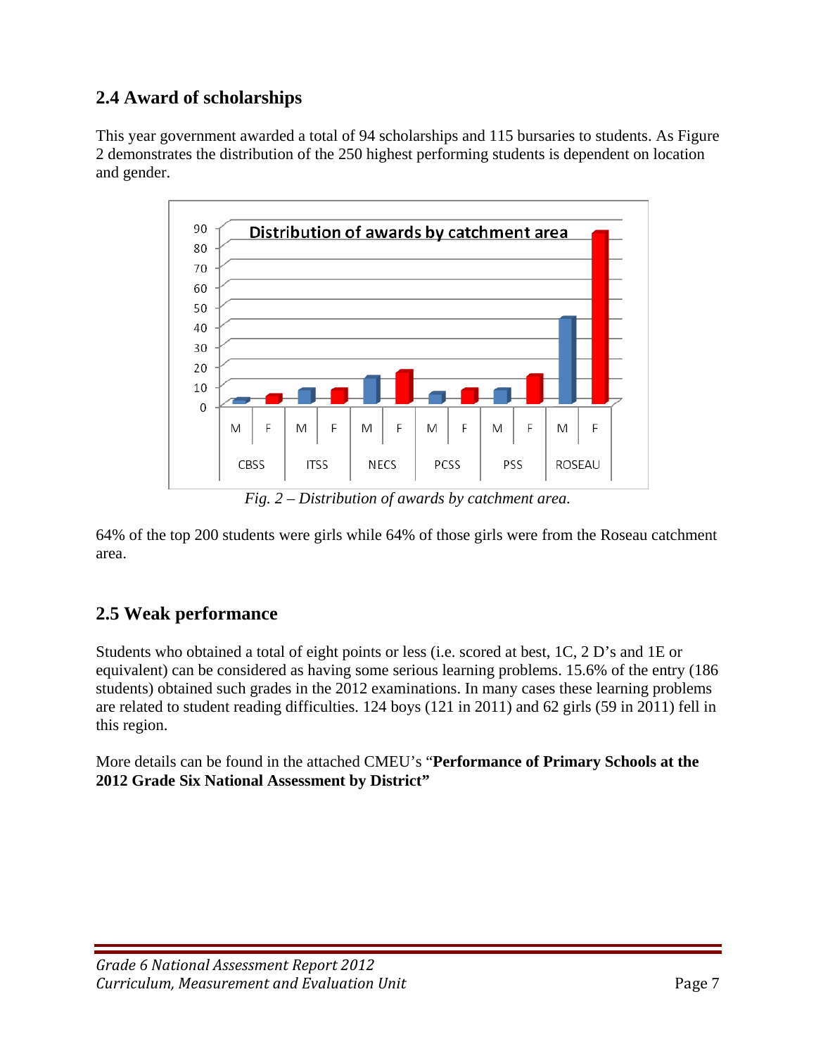## 2.4 Award of scholarships

This year government awarded a total of 94 scholarships and 115 bursaries to students. As Figure 2 demonstrates the distribution of the 250 highest performing students is dependent on location and gender.

*Fig. 2 – Distribution of awards by catchment area.*

64% of the top 200 students were girls while 64% of those girls were from the Roseau catchment area.

## 2.5 Weak performance

Students who obtained a total of eight points or less (i.e. scored at best, 1C, 2 D's and 1E or equivalent) can be considered as having some serious learning problems. 15.6% of the entry (186 students) obtained such grades in the 2012 examinations. In many cases these learning problems are related to student reading difficulties. 124 boys (121 in 2011) and 62 girls (59 in 2011) fell in this region.

More details can be found in the attached CMEU's "**Performance of Primary Schools at the 2012 Grade Six National Assessment by District"**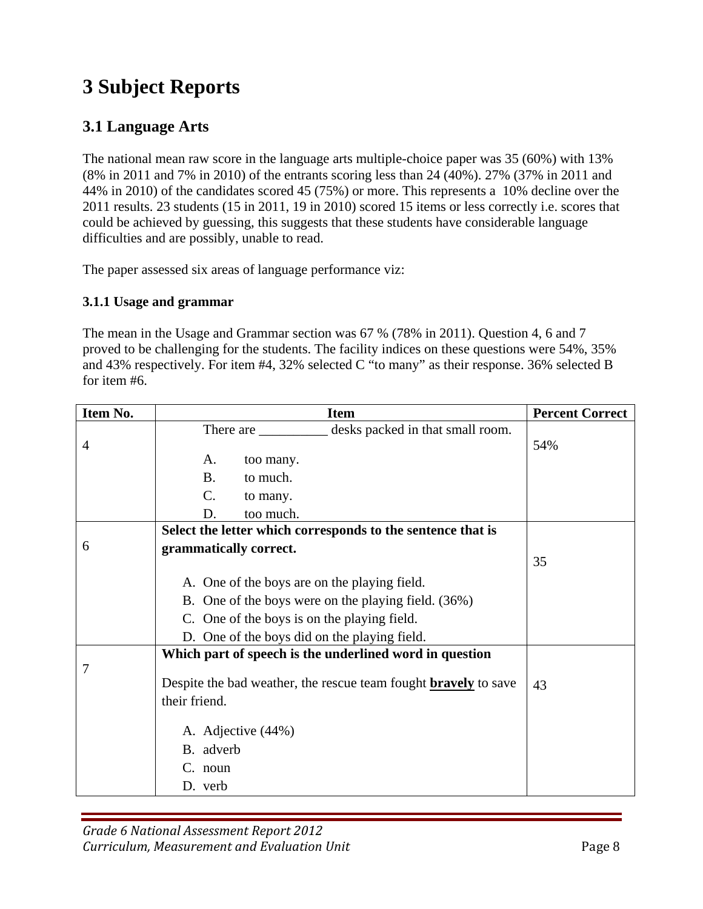# 3 Subject Reports

## 3.1 Language Arts

The national mean raw score in the language arts multiple-choice paper was 35 (60%) with 13% (8% in 2011 and 7% in 2010) of the entrants scoring less than 24 (40%). 27% (37% in 2011 and 44% in 2010) of the candidates scored 45 (75%) or more. This represents a 10% decline over the 2011 results. 23 students (15 in 2011, 19 in 2010) scored 15 items or less correctly i.e. scores that could be achieved by guessing, this suggests that these students have considerable language difficulties and are possibly, unable to read.

The paper assessed six areas of language performance viz:

### 3.1.1 Usage and grammar

The mean in the Usage and Grammar section was 67 % (78% in 2011). Question 4, 6 and 7 proved to be challenging for the students. The facility indices on these questions were 54%, 35% and 43% respectively. For item #4, 32% selected C "to many" as their response. 36% selected B for item #6.

| Item No. | Item | Percent Correct |
| --- | --- | --- |
| 4 | There are __________ desks packed in that small room.<br>A. too many.<br>B. to much.<br>C. to many.<br>D. too much. | 54% |
| 6 | **Select the letter which corresponds to the sentence that is grammatically correct.**<br>A. One of the boys are on the playing field.<br>B. One of the boys were on the playing field. (36%)<br>C. One of the boys is on the playing field.<br>D. One of the boys did on the playing field. | 35 |
| 7 | **Which part of speech is the underlined word in question**<br>Despite the bad weather, the rescue team fought **bravely** to save their friend.<br>A. Adjective (44%)<br>B. adverb<br>C. noun<br>D. verb | 43 |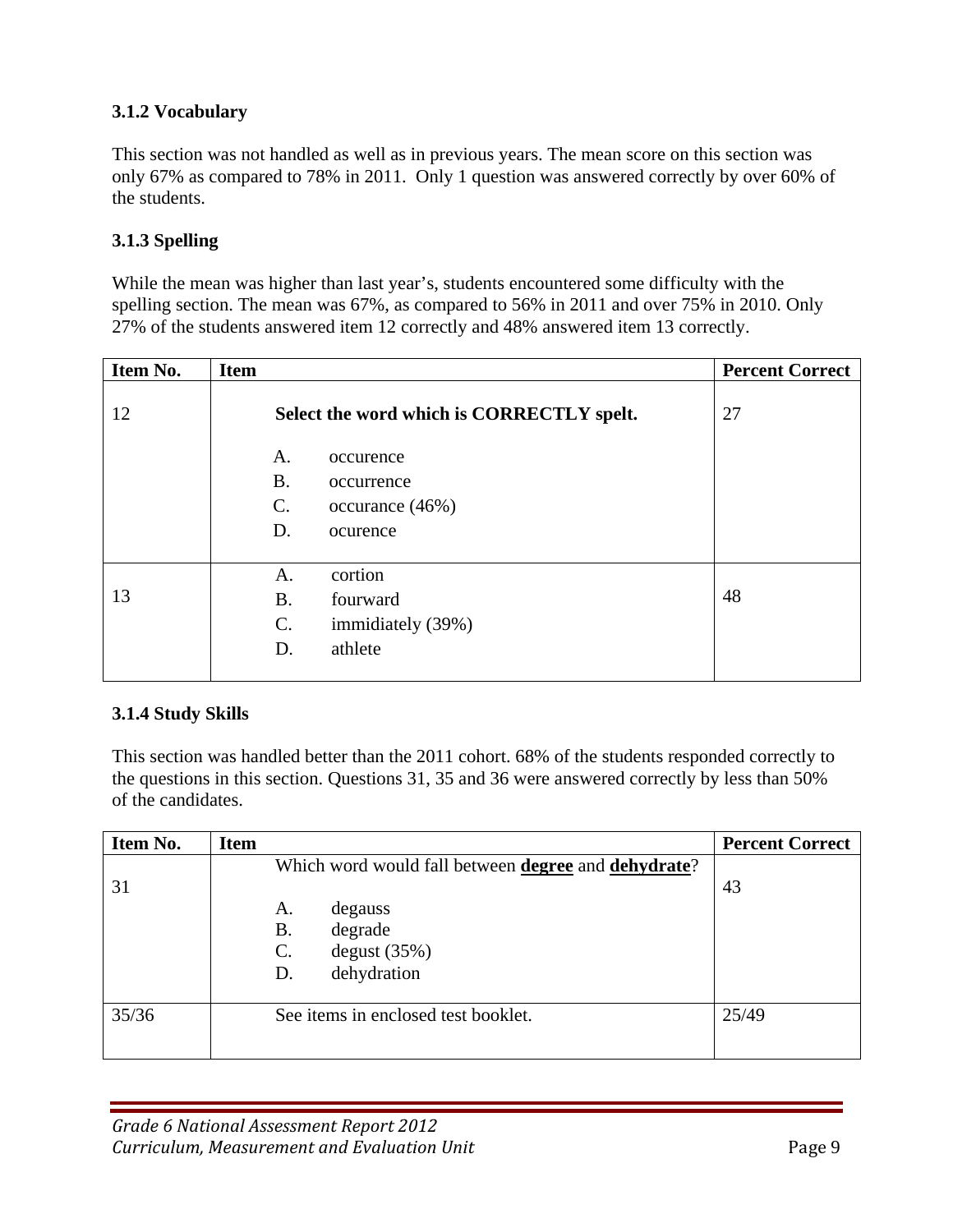### 3.1.2 Vocabulary

This section was not handled as well as in previous years. The mean score on this section was only 67% as compared to 78% in 2011. Only 1 question was answered correctly by over 60% of the students.

### 3.1.3 Spelling

While the mean was higher than last year's, students encountered some difficulty with the spelling section. The mean was 67%, as compared to 56% in 2011 and over 75% in 2010. Only 27% of the students answered item 12 correctly and 48% answered item 13 correctly.

| Item No. | Item | Percent Correct |
|---|---|---|
| 12 | **Select the word which is CORRECTLY spelt.**<br>A. occurence<br>B. occurrence<br>C. occurance (46%)<br>D. ocurence | 27 |
| 13 | A. cortion<br>B. fourward<br>C. immidiately (39%)<br>D. athlete | 48 |

### 3.1.4 Study Skills

This section was handled better than the 2011 cohort. 68% of the students responded correctly to the questions in this section. Questions 31, 35 and 36 were answered correctly by less than 50% of the candidates.

| Item No. | Item | Percent Correct |
|---|---|---|
| 31 | Which word would fall between **degree** and **dehydrate**?<br>A. degauss<br>B. degrade<br>C. degust (35%)<br>D. dehydration | 43 |
| 35/36 | See items in enclosed test booklet. | 25/49 |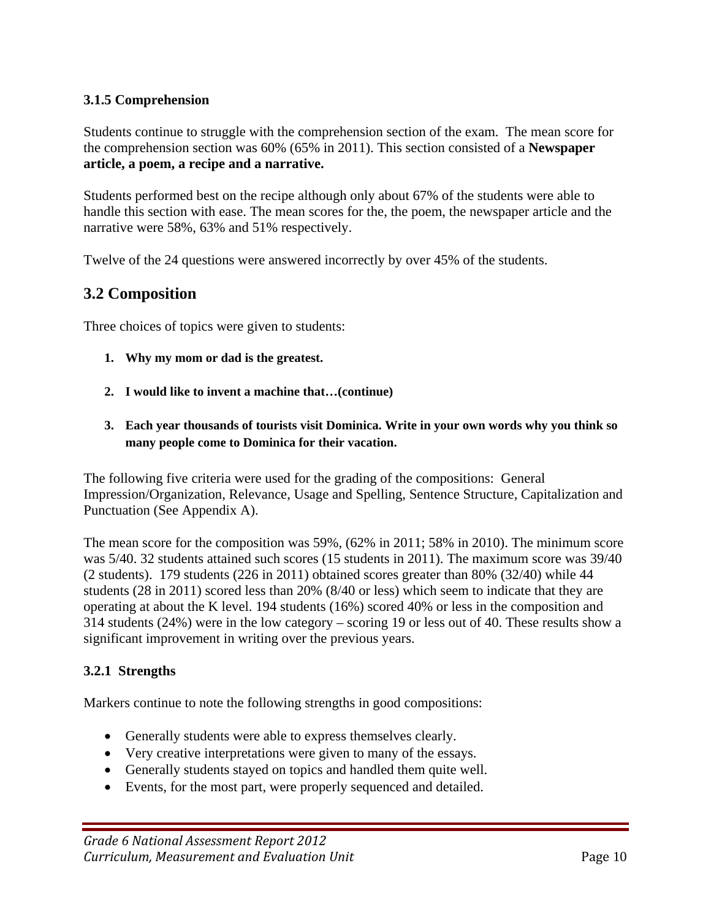### 3.1.5 Comprehension

Students continue to struggle with the comprehension section of the exam. The mean score for the comprehension section was 60% (65% in 2011). This section consisted of a **Newspaper article, a poem, a recipe and a narrative.**

Students performed best on the recipe although only about 67% of the students were able to handle this section with ease. The mean scores for the, the poem, the newspaper article and the narrative were 58%, 63% and 51% respectively.

Twelve of the 24 questions were answered incorrectly by over 45% of the students.

## 3.2 Composition

Three choices of topics were given to students:

1. **Why my mom or dad is the greatest.**
2. **I would like to invent a machine that…(continue)**
3. **Each year thousands of tourists visit Dominica. Write in your own words why you think so many people come to Dominica for their vacation.**

The following five criteria were used for the grading of the compositions: General Impression/Organization, Relevance, Usage and Spelling, Sentence Structure, Capitalization and Punctuation (See Appendix A).

The mean score for the composition was 59%, (62% in 2011; 58% in 2010). The minimum score was 5/40. 32 students attained such scores (15 students in 2011). The maximum score was 39/40 (2 students). 179 students (226 in 2011) obtained scores greater than 80% (32/40) while 44 students (28 in 2011) scored less than 20% (8/40 or less) which seem to indicate that they are operating at about the K level. 194 students (16%) scored 40% or less in the composition and 314 students (24%) were in the low category – scoring 19 or less out of 40. These results show a significant improvement in writing over the previous years.

### 3.2.1 Strengths

Markers continue to note the following strengths in good compositions:

- Generally students were able to express themselves clearly.
- Very creative interpretations were given to many of the essays.
- Generally students stayed on topics and handled them quite well.
- Events, for the most part, were properly sequenced and detailed.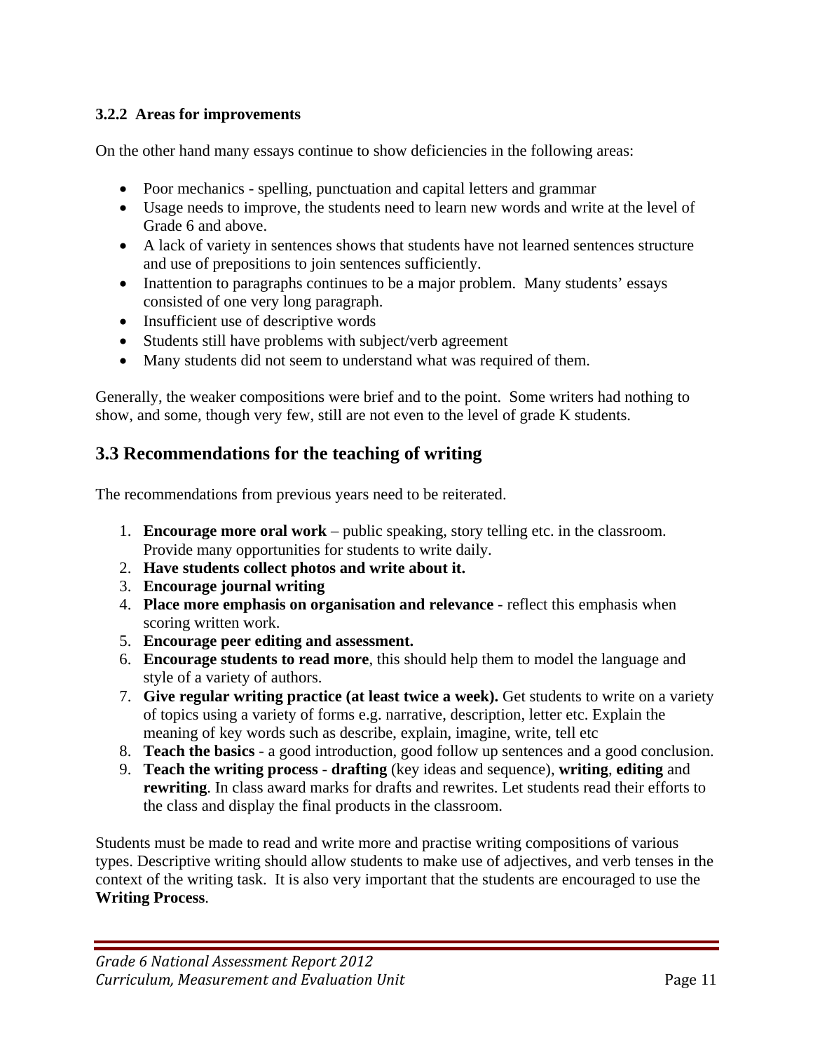### 3.2.2 Areas for improvements

On the other hand many essays continue to show deficiencies in the following areas:

- Poor mechanics - spelling, punctuation and capital letters and grammar
- Usage needs to improve, the students need to learn new words and write at the level of Grade 6 and above.
- A lack of variety in sentences shows that students have not learned sentences structure and use of prepositions to join sentences sufficiently.
- Inattention to paragraphs continues to be a major problem. Many students' essays consisted of one very long paragraph.
- Insufficient use of descriptive words
- Students still have problems with subject/verb agreement
- Many students did not seem to understand what was required of them.

Generally, the weaker compositions were brief and to the point. Some writers had nothing to show, and some, though very few, still are not even to the level of grade K students.

## 3.3 Recommendations for the teaching of writing

The recommendations from previous years need to be reiterated.

1. **Encourage more oral work** – public speaking, story telling etc. in the classroom. Provide many opportunities for students to write daily.
2. **Have students collect photos and write about it.**
3. **Encourage journal writing**
4. **Place more emphasis on organisation and relevance** - reflect this emphasis when scoring written work.
5. **Encourage peer editing and assessment.**
6. **Encourage students to read more**, this should help them to model the language and style of a variety of authors.
7. **Give regular writing practice (at least twice a week).** Get students to write on a variety of topics using a variety of forms e.g. narrative, description, letter etc. Explain the meaning of key words such as describe, explain, imagine, write, tell etc
8. **Teach the basics** - a good introduction, good follow up sentences and a good conclusion.
9. **Teach the writing process** - **drafting** (key ideas and sequence), **writing**, **editing** and **rewriting**. In class award marks for drafts and rewrites. Let students read their efforts to the class and display the final products in the classroom.

Students must be made to read and write more and practise writing compositions of various types. Descriptive writing should allow students to make use of adjectives, and verb tenses in the context of the writing task. It is also very important that the students are encouraged to use the **Writing Process**.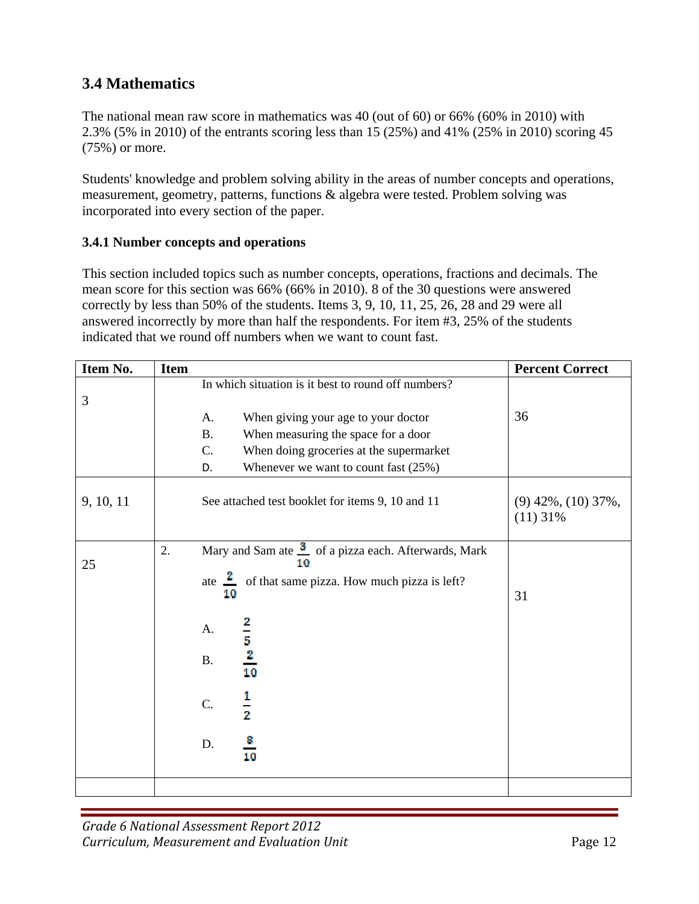## 3.4 Mathematics

The national mean raw score in mathematics was 40 (out of 60) or 66% (60% in 2010) with 2.3% (5% in 2010) of the entrants scoring less than 15 (25%) and 41% (25% in 2010) scoring 45 (75%) or more.

Students' knowledge and problem solving ability in the areas of number concepts and operations, measurement, geometry, patterns, functions & algebra were tested. Problem solving was incorporated into every section of the paper.

### 3.4.1 Number concepts and operations

This section included topics such as number concepts, operations, fractions and decimals. The mean score for this section was 66% (66% in 2010). 8 of the 30 questions were answered correctly by less than 50% of the students. Items 3, 9, 10, 11, 25, 26, 28 and 29 were all answered incorrectly by more than half the respondents. For item #3, 25% of the students indicated that we round off numbers when we want to count fast.

| Item No. | Item | Percent Correct |
|---|---|---|
| 3 | In which situation is it best to round off numbers?<br>A. When giving your age to your doctor<br>B. When measuring the space for a door<br>C. When doing groceries at the supermarket<br>D. Whenever we want to count fast (25%) | 36 |
| 9, 10, 11 | See attached test booklet for items 9, 10 and 11 | (9) 42%, (10) 37%, (11) 31% |
| 25 | 2. Mary and Sam ate $\frac{3}{10}$ of a pizza each. Afterwards, Mark ate $\frac{2}{10}$ of that same pizza. How much pizza is left?<br>A. $\frac{2}{5}$<br>B. $\frac{2}{10}$<br>C. $\frac{1}{2}$<br>D. $\frac{8}{10}$ | 31 |
| | | |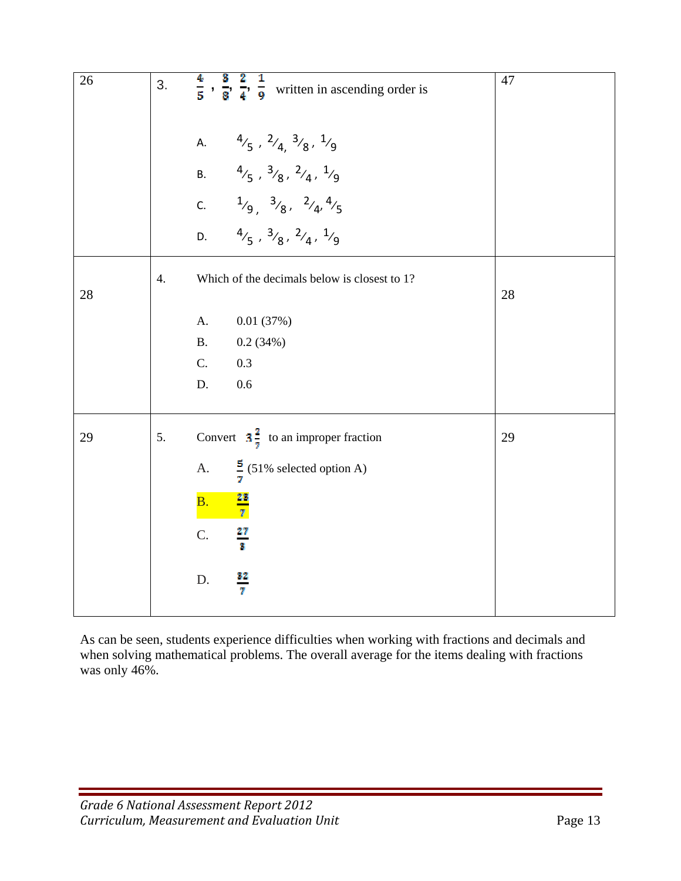| | | |
|---|---|---|
| 26 | 3. $\frac{4}{5}$ , $\frac{3}{8}$, $\frac{2}{4}$, $\frac{1}{9}$ written in ascending order is<br><br>A. $4/5$ , $2/4$, $3/8$ , $1/9$<br>B. $4/5$ , $3/8$ , $2/4$ , $1/9$<br>C. $1/9$ , $3/8$ , $2/4$, $4/5$<br>D. $4/5$ , $3/8$ , $2/4$ , $1/9$ | 47 |
| 28 | 4. Which of the decimals below is closest to 1?<br><br>A. 0.01 (37%)<br>B. 0.2 (34%)<br>C. 0.3<br>D. 0.6 | 28 |
| 29 | 5. Convert $3\frac{2}{7}$ to an improper fraction<br><br>A. $\frac{5}{7}$ (51% selected option A)<br>B. $\frac{23}{7}$<br>C. $\frac{27}{3}$<br>D. $\frac{32}{7}$ | 29 |

As can be seen, students experience difficulties when working with fractions and decimals and when solving mathematical problems. The overall average for the items dealing with fractions was only 46%.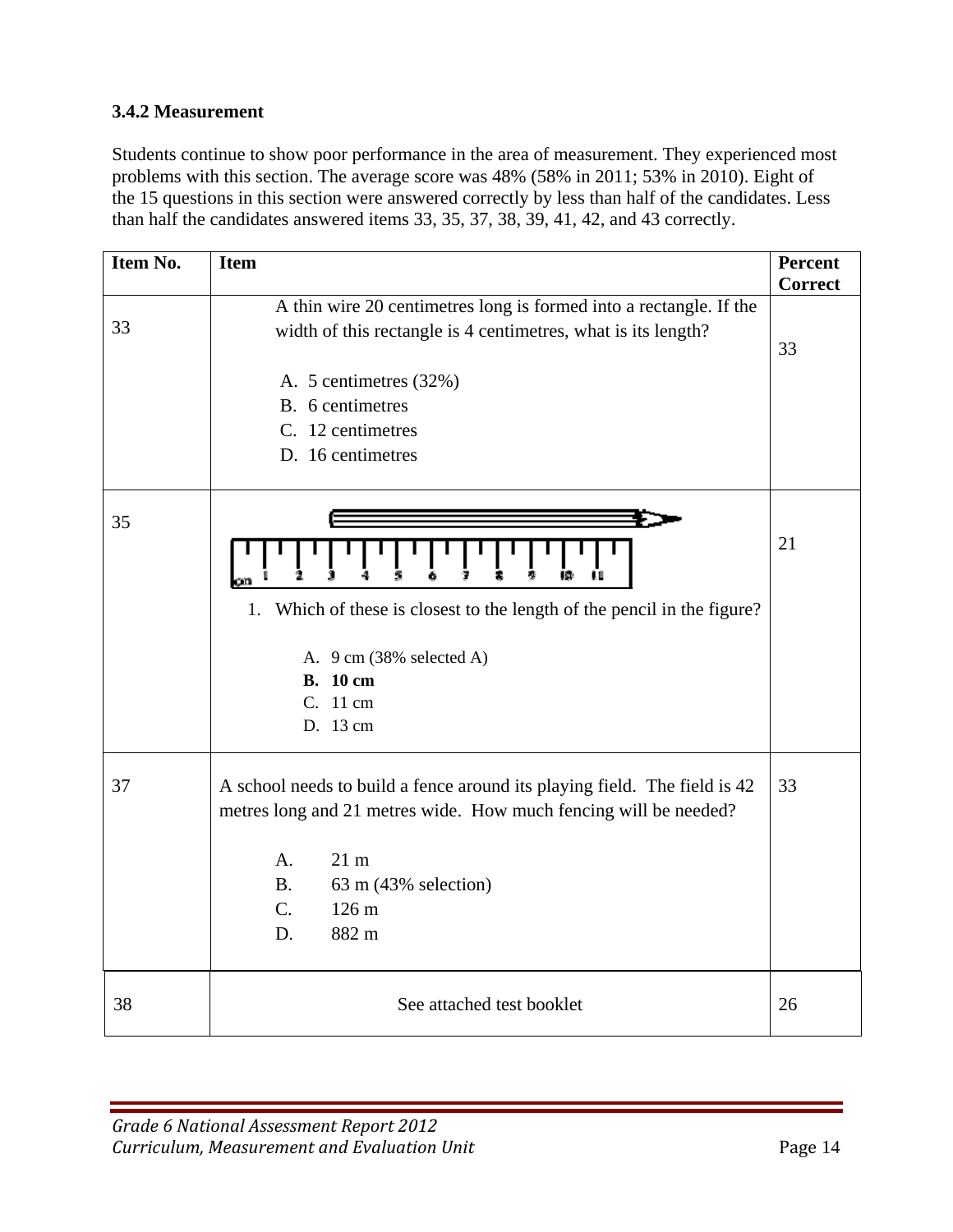### 3.4.2 Measurement

Students continue to show poor performance in the area of measurement. They experienced most problems with this section. The average score was 48% (58% in 2011; 53% in 2010). Eight of the 15 questions in this section were answered correctly by less than half of the candidates. Less than half the candidates answered items 33, 35, 37, 38, 39, 41, 42, and 43 correctly.

| Item No. | Item | Percent Correct |
|---|---|---|
| 33 | A thin wire 20 centimetres long is formed into a rectangle. If the width of this rectangle is 4 centimetres, what is its length?<br><br>A. 5 centimetres (32%)<br>B. 6 centimetres<br>C. 12 centimetres<br>D. 16 centimetres | 33 |
| 35 | 1. Which of these is closest to the length of the pencil in the figure?<br><br>A. 9 cm (38% selected A)<br>**B. 10 cm**<br>C. 11 cm<br>D. 13 cm | 21 |
| 37 | A school needs to build a fence around its playing field. The field is 42 metres long and 21 metres wide. How much fencing will be needed?<br><br>A. 21 m<br>B. 63 m (43% selection)<br>C. 126 m<br>D. 882 m | 33 |
| 38 | See attached test booklet | 26 |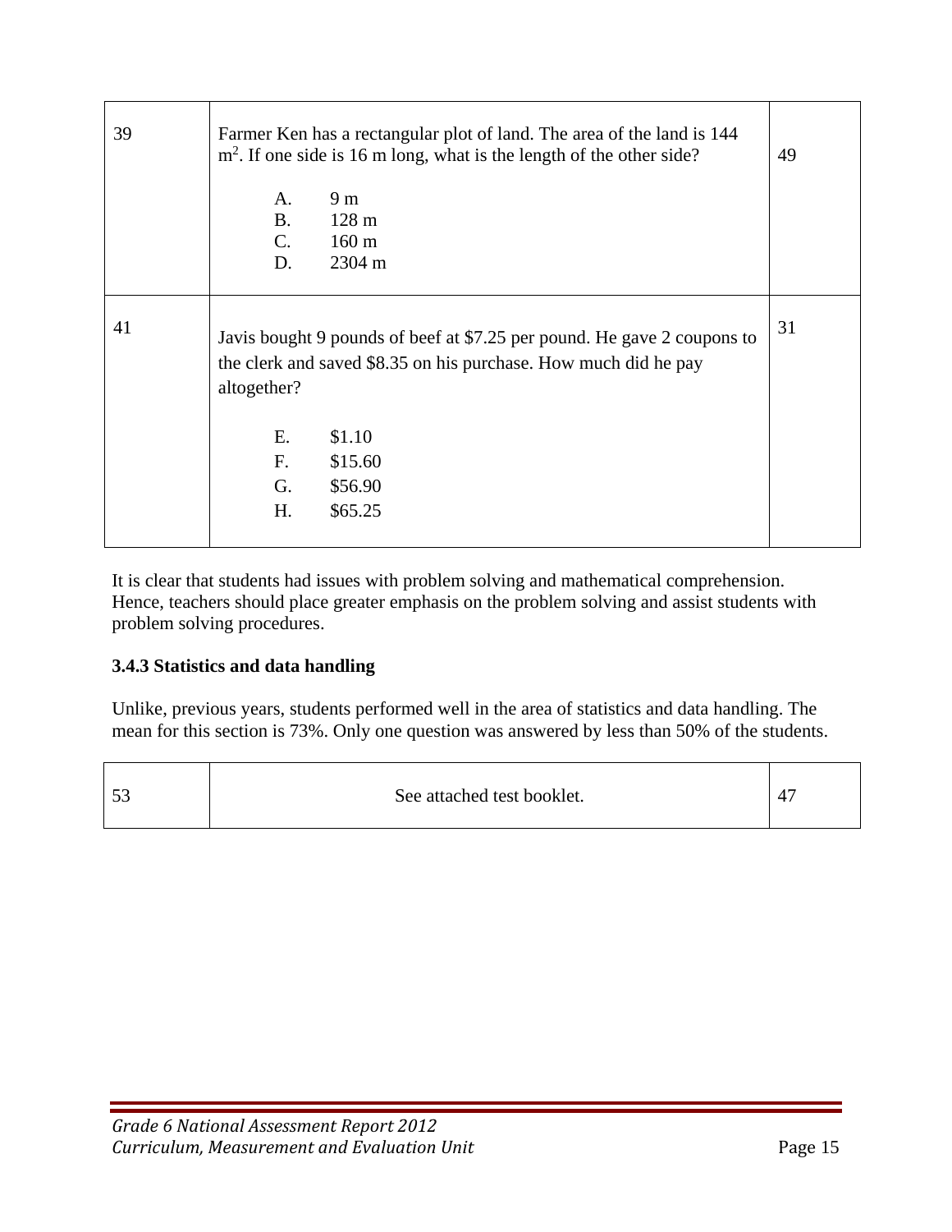| | | |
|---|---|---|
| 39 | Farmer Ken has a rectangular plot of land. The area of the land is 144 $m^2$. If one side is 16 m long, what is the length of the other side?<br><br>A. 9 m<br>B. 128 m<br>C. 160 m<br>D. 2304 m | 49 |
| 41 | Javis bought 9 pounds of beef at $7.25 per pound. He gave 2 coupons to the clerk and saved $8.35 on his purchase. How much did he pay altogether?<br><br>E. $1.10<br>F. $15.60<br>G. $56.90<br>H. $65.25 | 31 |

It is clear that students had issues with problem solving and mathematical comprehension. Hence, teachers should place greater emphasis on the problem solving and assist students with problem solving procedures.

### 3.4.3 Statistics and data handling

Unlike, previous years, students performed well in the area of statistics and data handling. The mean for this section is 73%. Only one question was answered by less than 50% of the students.

| | | |
|---|---|---|
| 53 | See attached test booklet. | 47 |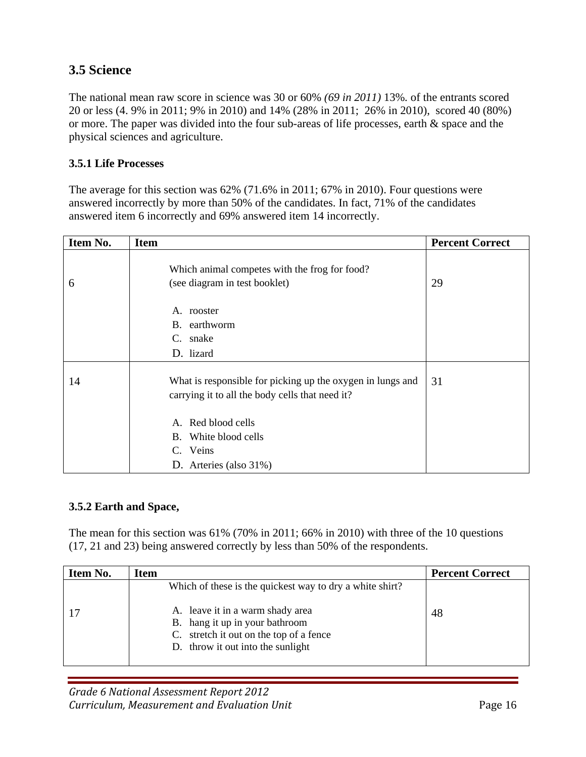## 3.5 Science

The national mean raw score in science was 30 or 60% *(69 in 2011)* 13%. of the entrants scored 20 or less (4. 9% in 2011; 9% in 2010) and 14% (28% in 2011; 26% in 2010), scored 40 (80%) or more. The paper was divided into the four sub-areas of life processes, earth & space and the physical sciences and agriculture.

### 3.5.1 Life Processes

The average for this section was 62% (71.6% in 2011; 67% in 2010). Four questions were answered incorrectly by more than 50% of the candidates. In fact, 71% of the candidates answered item 6 incorrectly and 69% answered item 14 incorrectly.

| Item No. | Item | Percent Correct |
|---|---|---|
| 6 | Which animal competes with the frog for food?<br>(see diagram in test booklet)<br><br>A. rooster<br>B. earthworm<br>C. snake<br>D. lizard | 29 |
| 14 | What is responsible for picking up the oxygen in lungs and carrying it to all the body cells that need it?<br><br>A. Red blood cells<br>B. White blood cells<br>C. Veins<br>D. Arteries (also 31%) | 31 |

### 3.5.2 Earth and Space,

The mean for this section was 61% (70% in 2011; 66% in 2010) with three of the 10 questions (17, 21 and 23) being answered correctly by less than 50% of the respondents.

| Item No. | Item | Percent Correct |
|---|---|---|
| 17 | Which of these is the quickest way to dry a white shirt?<br><br>A. leave it in a warm shady area<br>B. hang it up in your bathroom<br>C. stretch it out on the top of a fence<br>D. throw it out into the sunlight | 48 |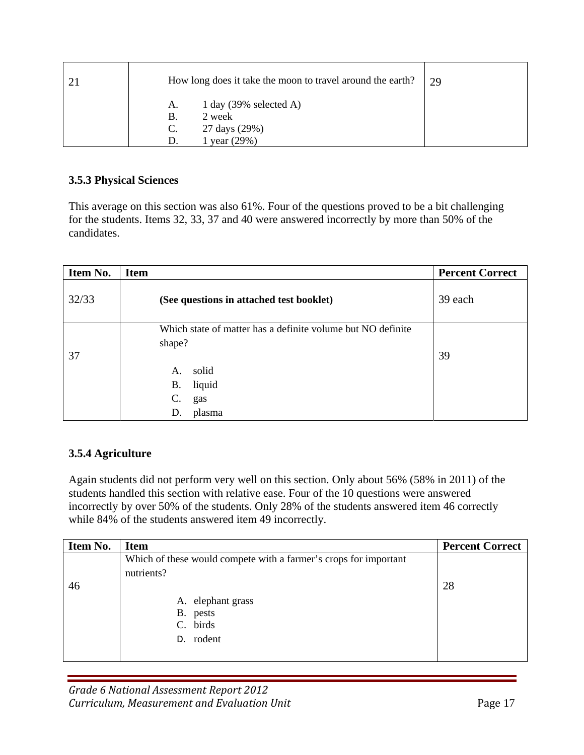| | | |
|---|---|---|
| 21 | How long does it take the moon to travel around the earth?<br><br>A. 1 day (39% selected A)<br>B. 2 week<br>C. 27 days (29%)<br>D. 1 year (29%) | 29 |

### 3.5.3 Physical Sciences

This average on this section was also 61%. Four of the questions proved to be a bit challenging for the students. Items 32, 33, 37 and 40 were answered incorrectly by more than 50% of the candidates.

| Item No. | Item | Percent Correct |
|---|---|---|
| 32/33 | **(See questions in attached test booklet)** | 39 each |
| 37 | Which state of matter has a definite volume but NO definite shape?<br><br>A. solid<br>B. liquid<br>C. gas<br>D. plasma | 39 |

### 3.5.4 Agriculture

Again students did not perform very well on this section. Only about 56% (58% in 2011) of the students handled this section with relative ease. Four of the 10 questions were answered incorrectly by over 50% of the students. Only 28% of the students answered item 46 correctly while 84% of the students answered item 49 incorrectly.

| Item No. | Item | Percent Correct |
|---|---|---|
| 46 | Which of these would compete with a farmer's crops for important nutrients?<br><br>A. elephant grass<br>B. pests<br>C. birds<br>D. rodent | 28 |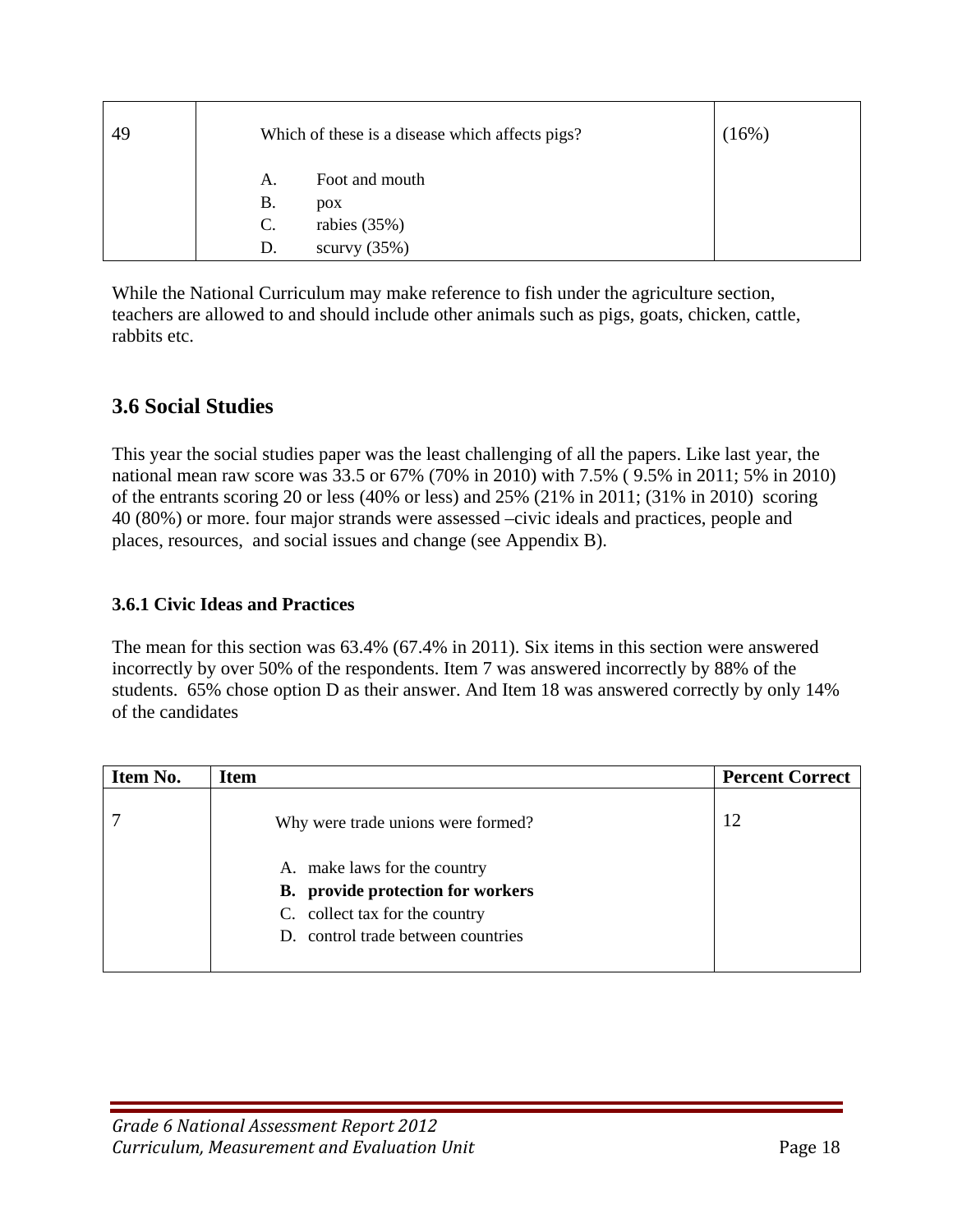| 49 | Which of these is a disease which affects pigs?<br><br>A. Foot and mouth<br>B. pox<br>C. rabies (35%)<br>D. scurvy (35%) | (16%) |
|---|---|---|

While the National Curriculum may make reference to fish under the agriculture section, teachers are allowed to and should include other animals such as pigs, goats, chicken, cattle, rabbits etc.

## 3.6 Social Studies

This year the social studies paper was the least challenging of all the papers. Like last year, the national mean raw score was 33.5 or 67% (70% in 2010) with 7.5% ( 9.5% in 2011; 5% in 2010) of the entrants scoring 20 or less (40% or less) and 25% (21% in 2011; (31% in 2010) scoring 40 (80%) or more. four major strands were assessed –civic ideals and practices, people and places, resources, and social issues and change (see Appendix B).

### 3.6.1 Civic Ideas and Practices

The mean for this section was 63.4% (67.4% in 2011). Six items in this section were answered incorrectly by over 50% of the respondents. Item 7 was answered incorrectly by 88% of the students. 65% chose option D as their answer. And Item 18 was answered correctly by only 14% of the candidates

| Item No. | Item | Percent Correct |
|---|---|---|
| 7 | Why were trade unions were formed?<br><br>A. make laws for the country<br>**B. provide protection for workers**<br>C. collect tax for the country<br>D. control trade between countries | 12 |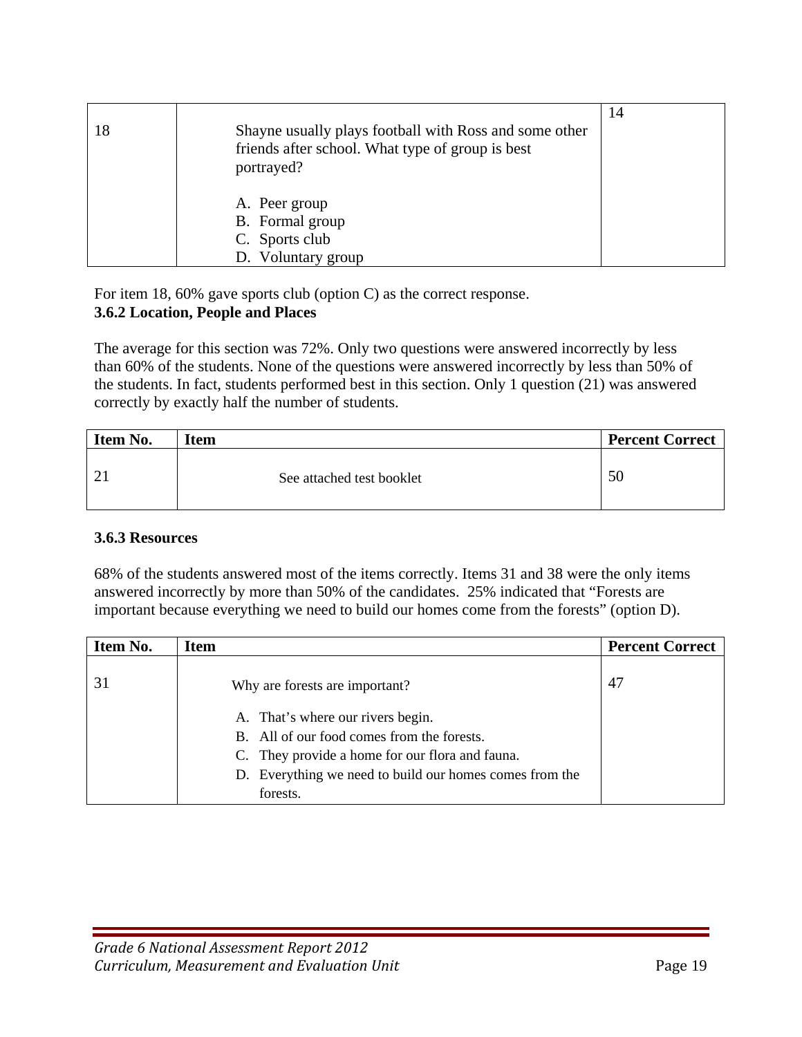| | | |
|---|---|---|
| 18 | Shayne usually plays football with Ross and some other friends after school. What type of group is best portrayed?<br><br>A. Peer group<br>B. Formal group<br>C. Sports club<br>D. Voluntary group | 14 |

For item 18, 60% gave sports club (option C) as the correct response.

**3.6.2 Location, People and Places**

The average for this section was 72%. Only two questions were answered incorrectly by less than 60% of the students. None of the questions were answered incorrectly by less than 50% of the students. In fact, students performed best in this section. Only 1 question (21) was answered correctly by exactly half the number of students.

| Item No. | Item | Percent Correct |
|---|---|---|
| 21 | See attached test booklet | 50 |

**3.6.3 Resources**

68% of the students answered most of the items correctly. Items 31 and 38 were the only items answered incorrectly by more than 50% of the candidates. 25% indicated that "Forests are important because everything we need to build our homes come from the forests" (option D).

| Item No. | Item | Percent Correct |
|---|---|---|
| 31 | Why are forests are important?<br><br>A. That's where our rivers begin.<br>B. All of our food comes from the forests.<br>C. They provide a home for our flora and fauna.<br>D. Everything we need to build our homes comes from the forests. | 47 |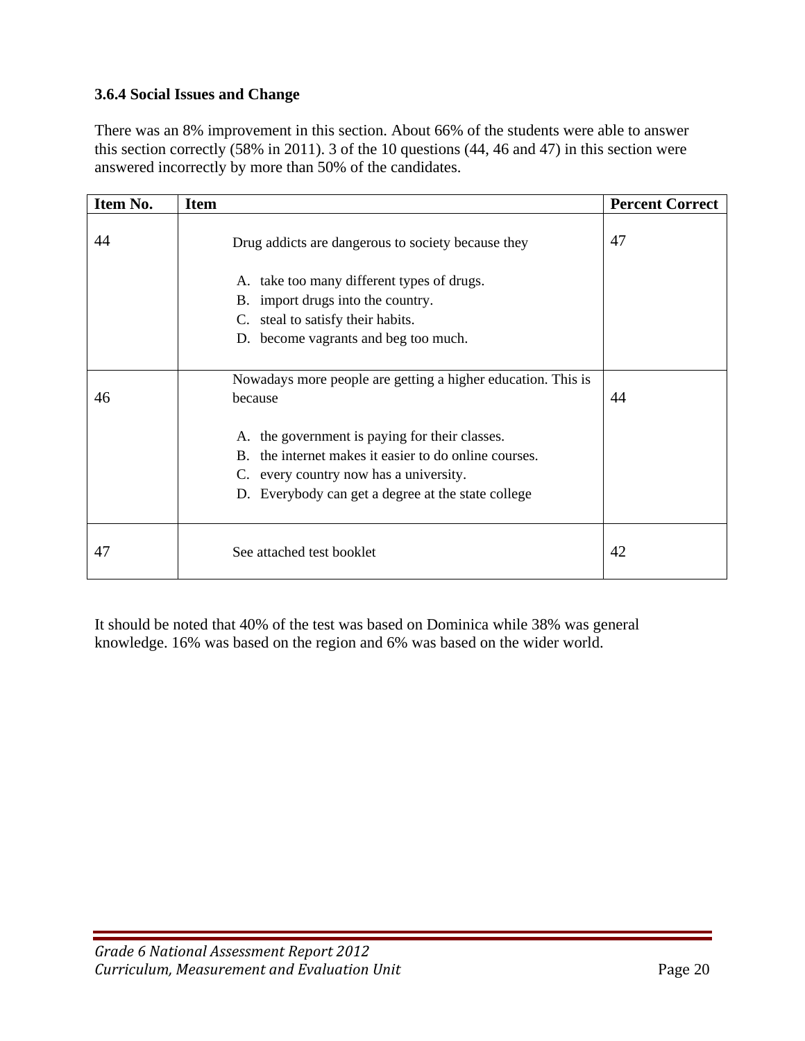### 3.6.4 Social Issues and Change

There was an 8% improvement in this section. About 66% of the students were able to answer this section correctly (58% in 2011). 3 of the 10 questions (44, 46 and 47) in this section were answered incorrectly by more than 50% of the candidates.

| Item No. | Item | Percent Correct |
|---|---|---|
| 44 | Drug addicts are dangerous to society because they<br><br>A. take too many different types of drugs.<br>B. import drugs into the country.<br>C. steal to satisfy their habits.<br>D. become vagrants and beg too much. | 47 |
| 46 | Nowadays more people are getting a higher education. This is because<br><br>A. the government is paying for their classes.<br>B. the internet makes it easier to do online courses.<br>C. every country now has a university.<br>D. Everybody can get a degree at the state college | 44 |
| 47 | See attached test booklet | 42 |

It should be noted that 40% of the test was based on Dominica while 38% was general knowledge. 16% was based on the region and 6% was based on the wider world.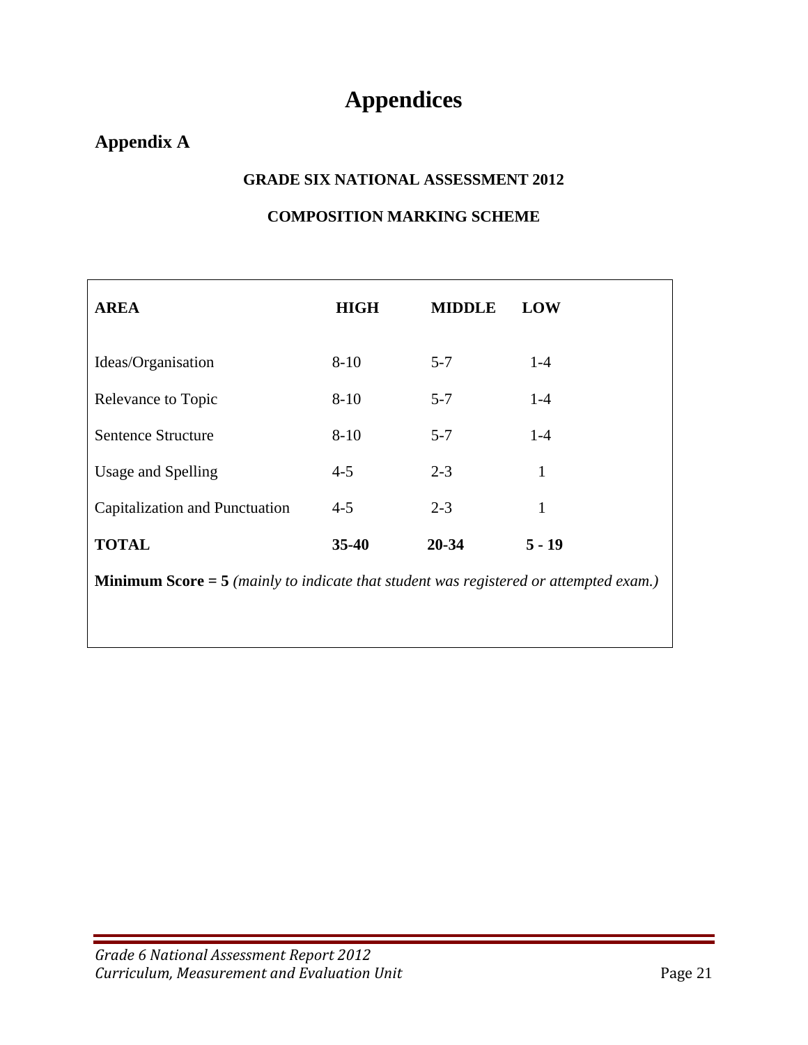# Appendices

## Appendix A

**GRADE SIX NATIONAL ASSESSMENT 2012**

**COMPOSITION MARKING SCHEME**

| AREA | HIGH | MIDDLE | LOW |
|---|---|---|---|
| Ideas/Organisation | 8-10 | 5-7 | 1-4 |
| Relevance to Topic | 8-10 | 5-7 | 1-4 |
| Sentence Structure | 8-10 | 5-7 | 1-4 |
| Usage and Spelling | 4-5 | 2-3 | 1 |
| Capitalization and Punctuation | 4-5 | 2-3 | 1 |
| **TOTAL** | **35-40** | **20-34** | **5 - 19** |

**Minimum Score = 5** *(mainly to indicate that student was registered or attempted exam.)*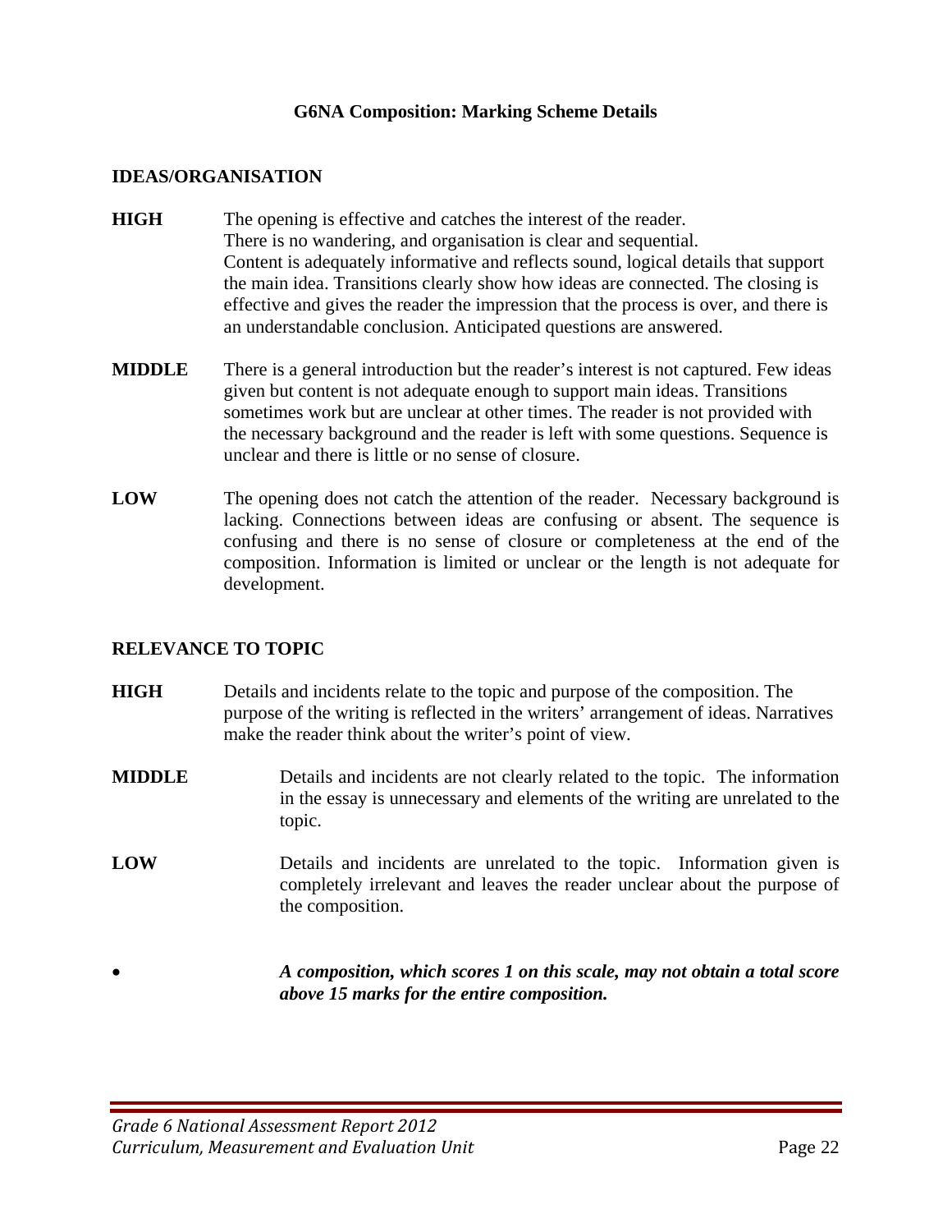## G6NA Composition: Marking Scheme Details

### IDEAS/ORGANISATION

**HIGH** The opening is effective and catches the interest of the reader. There is no wandering, and organisation is clear and sequential. Content is adequately informative and reflects sound, logical details that support the main idea. Transitions clearly show how ideas are connected. The closing is effective and gives the reader the impression that the process is over, and there is an understandable conclusion. Anticipated questions are answered.

**MIDDLE** There is a general introduction but the reader's interest is not captured. Few ideas given but content is not adequate enough to support main ideas. Transitions sometimes work but are unclear at other times. The reader is not provided with the necessary background and the reader is left with some questions. Sequence is unclear and there is little or no sense of closure.

**LOW** The opening does not catch the attention of the reader. Necessary background is lacking. Connections between ideas are confusing or absent. The sequence is confusing and there is no sense of closure or completeness at the end of the composition. Information is limited or unclear or the length is not adequate for development.

### RELEVANCE TO TOPIC

**HIGH** Details and incidents relate to the topic and purpose of the composition. The purpose of the writing is reflected in the writers' arrangement of ideas. Narratives make the reader think about the writer's point of view.

**MIDDLE** Details and incidents are not clearly related to the topic. The information in the essay is unnecessary and elements of the writing are unrelated to the topic.

**LOW** Details and incidents are unrelated to the topic. Information given is completely irrelevant and leaves the reader unclear about the purpose of the composition.

- ***A composition, which scores 1 on this scale, may not obtain a total score above 15 marks for the entire composition.***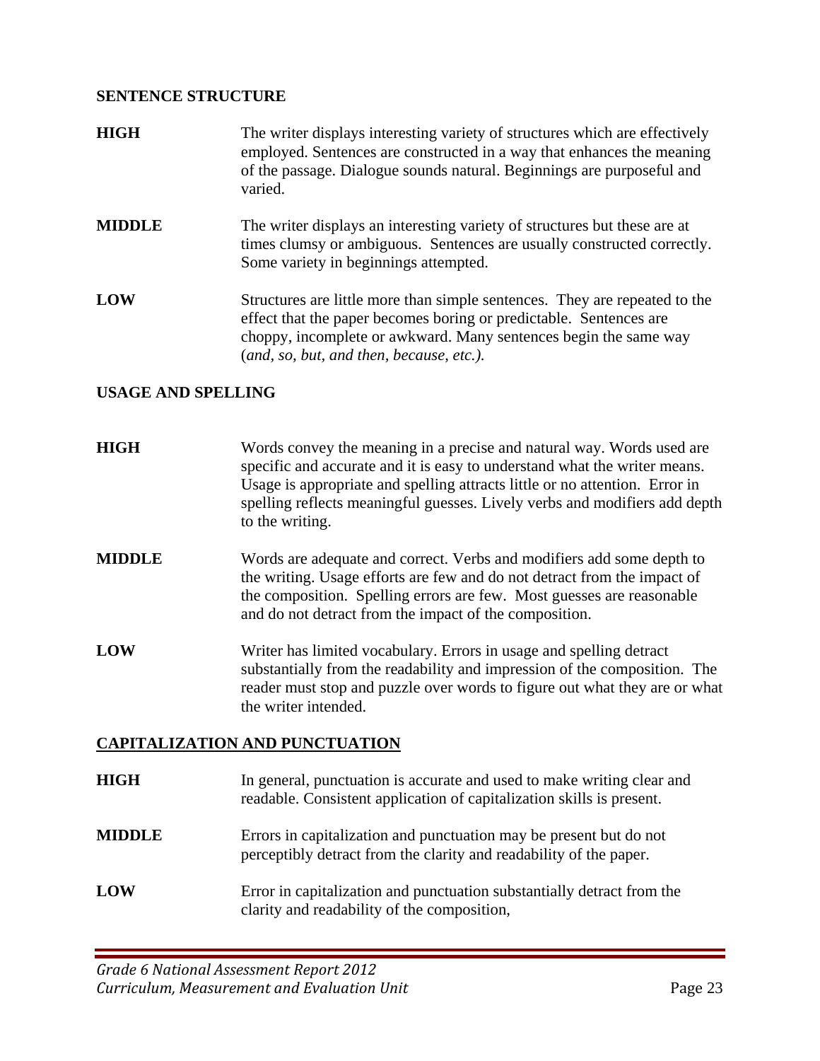**SENTENCE STRUCTURE**

**HIGH** The writer displays interesting variety of structures which are effectively employed. Sentences are constructed in a way that enhances the meaning of the passage. Dialogue sounds natural. Beginnings are purposeful and varied.

**MIDDLE** The writer displays an interesting variety of structures but these are at times clumsy or ambiguous. Sentences are usually constructed correctly. Some variety in beginnings attempted.

**LOW** Structures are little more than simple sentences. They are repeated to the effect that the paper becomes boring or predictable. Sentences are choppy, incomplete or awkward. Many sentences begin the same way (*and, so, but, and then, because, etc.).*

**USAGE AND SPELLING**

**HIGH** Words convey the meaning in a precise and natural way. Words used are specific and accurate and it is easy to understand what the writer means. Usage is appropriate and spelling attracts little or no attention. Error in spelling reflects meaningful guesses. Lively verbs and modifiers add depth to the writing.

**MIDDLE** Words are adequate and correct. Verbs and modifiers add some depth to the writing. Usage efforts are few and do not detract from the impact of the composition. Spelling errors are few. Most guesses are reasonable and do not detract from the impact of the composition.

**LOW** Writer has limited vocabulary. Errors in usage and spelling detract substantially from the readability and impression of the composition. The reader must stop and puzzle over words to figure out what they are or what the writer intended.

**CAPITALIZATION AND PUNCTUATION**

**HIGH** In general, punctuation is accurate and used to make writing clear and readable. Consistent application of capitalization skills is present.

**MIDDLE** Errors in capitalization and punctuation may be present but do not perceptibly detract from the clarity and readability of the paper.

**LOW** Error in capitalization and punctuation substantially detract from the clarity and readability of the composition,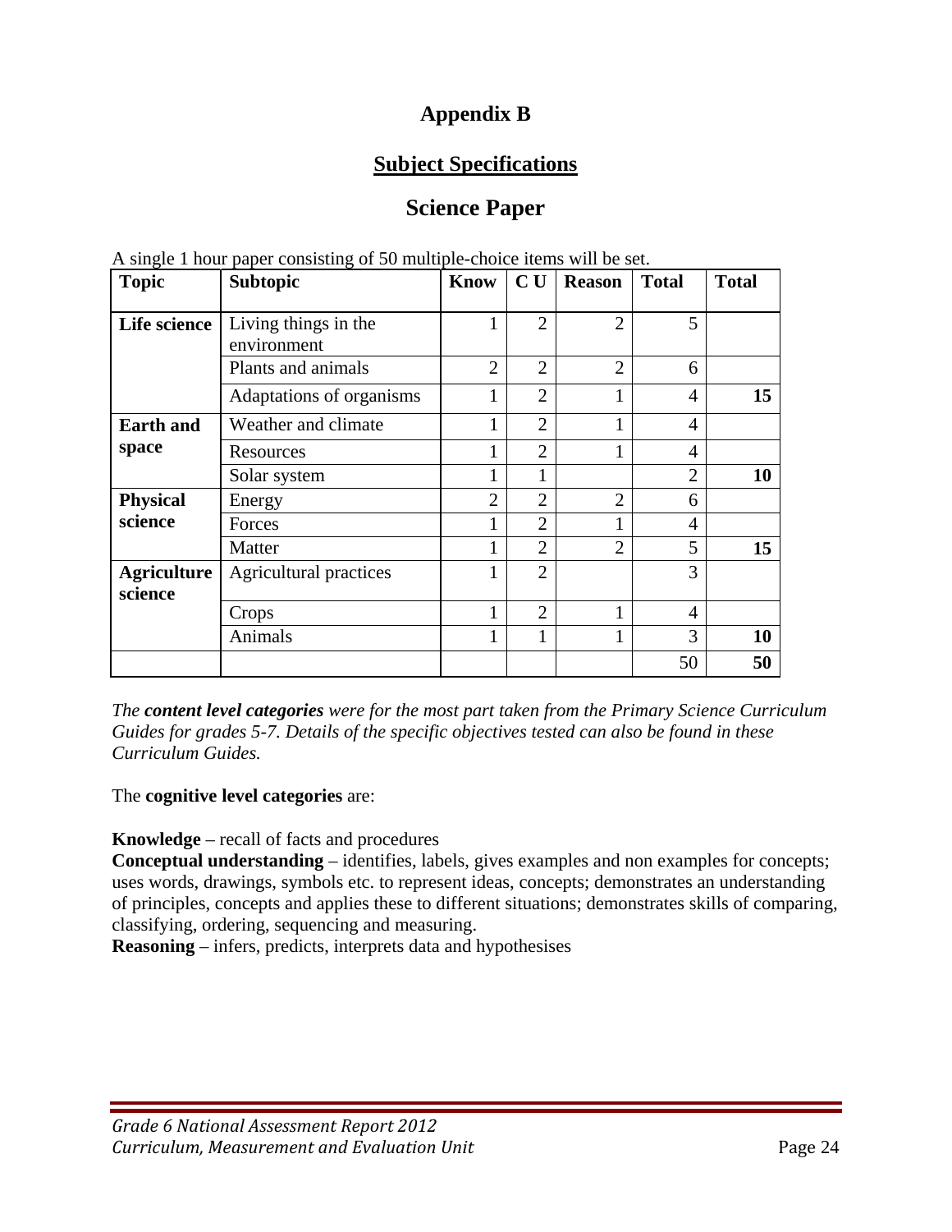# Appendix B

## Subject Specifications

## Science Paper

A single 1 hour paper consisting of 50 multiple-choice items will be set.

| Topic | Subtopic | Know | C U | Reason | Total | Total |
|---|---|---|---|---|---|---|
| **Life science** | Living things in the environment | 1 | 2 | 2 | 5 | |
| | Plants and animals | 2 | 2 | 2 | 6 | |
| | Adaptations of organisms | 1 | 2 | 1 | 4 | **15** |
| **Earth and space** | Weather and climate | 1 | 2 | 1 | 4 | |
| | Resources | 1 | 2 | 1 | 4 | |
| | Solar system | 1 | 1 | | 2 | **10** |
| **Physical science** | Energy | 2 | 2 | 2 | 6 | |
| | Forces | 1 | 2 | 1 | 4 | |
| | Matter | 1 | 2 | 2 | 5 | **15** |
| **Agriculture science** | Agricultural practices | 1 | 2 | | 3 | |
| | Crops | 1 | 2 | 1 | 4 | |
| | Animals | 1 | 1 | 1 | 3 | **10** |
| | | | | | 50 | **50** |

*The* ***content level categories*** *were for the most part taken from the Primary Science Curriculum Guides for grades 5-7. Details of the specific objectives tested can also be found in these Curriculum Guides.*

The **cognitive level categories** are:

**Knowledge** – recall of facts and procedures
**Conceptual understanding** – identifies, labels, gives examples and non examples for concepts; uses words, drawings, symbols etc. to represent ideas, concepts; demonstrates an understanding of principles, concepts and applies these to different situations; demonstrates skills of comparing, classifying, ordering, sequencing and measuring.
**Reasoning** – infers, predicts, interprets data and hypothesises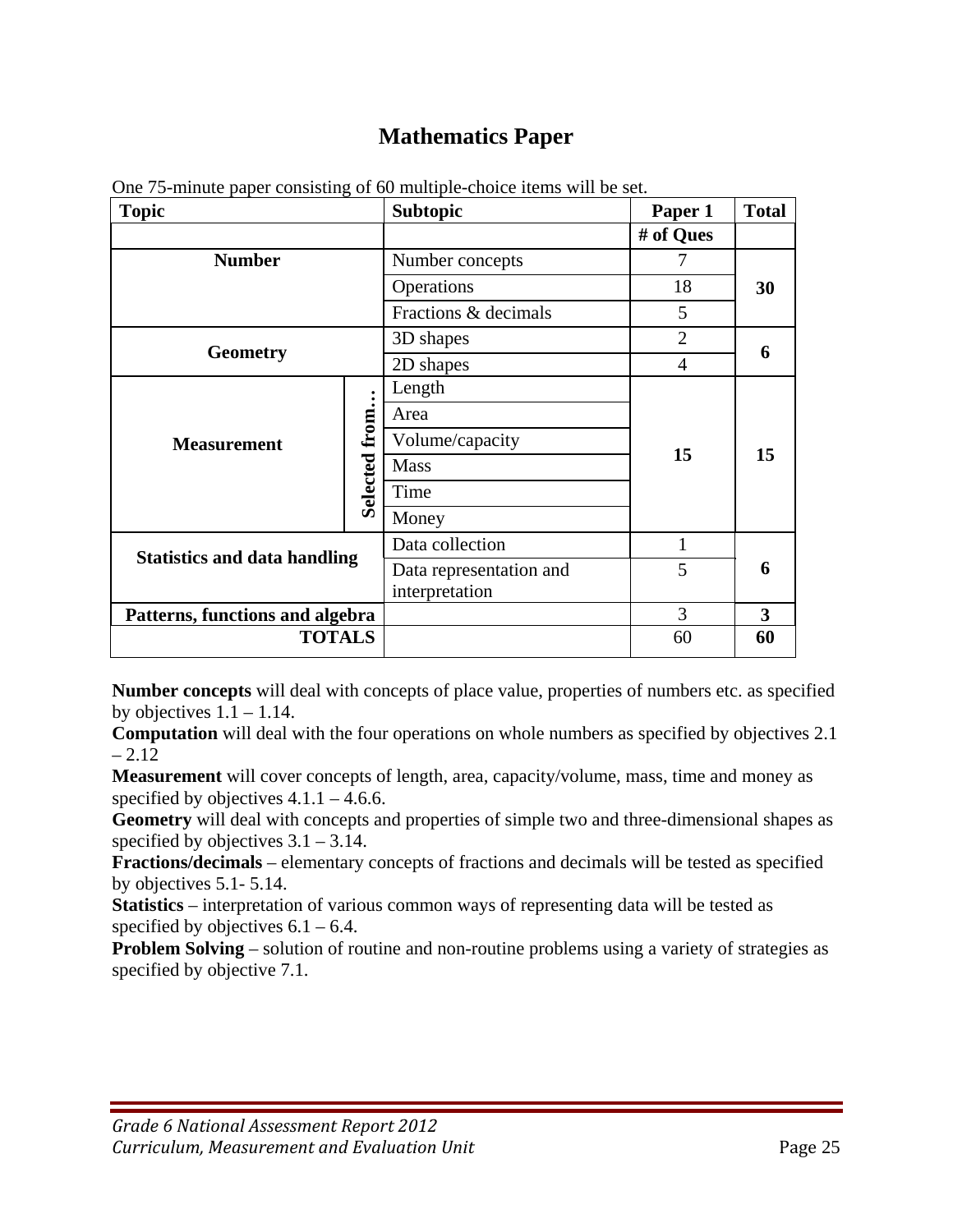# Mathematics Paper

One 75-minute paper consisting of 60 multiple-choice items will be set.

| Topic | | Subtopic | Paper 1 | Total |
|---|---|---|---|---|
| | | | # of Ques | |
| **Number** | | Number concepts | 7 | **30** |
| | | Operations | 18 | |
| | | Fractions & decimals | 5 | |
| **Geometry** | | 3D shapes | 2 | **6** |
| | | 2D shapes | 4 | |
| **Measurement** | **Selected from…** | Length | **15** | **15** |
| | | Area | | |
| | | Volume/capacity | | |
| | | Mass | | |
| | | Time | | |
| | | Money | | |
| **Statistics and data handling** | | Data collection | 1 | **6** |
| | | Data representation and interpretation | 5 | |
| **Patterns, functions and algebra** | | | 3 | **3** |
| **TOTALS** | | | 60 | **60** |

**Number concepts** will deal with concepts of place value, properties of numbers etc. as specified by objectives 1.1 – 1.14.

**Computation** will deal with the four operations on whole numbers as specified by objectives 2.1 – 2.12

**Measurement** will cover concepts of length, area, capacity/volume, mass, time and money as specified by objectives 4.1.1 – 4.6.6.

**Geometry** will deal with concepts and properties of simple two and three-dimensional shapes as specified by objectives 3.1 – 3.14.

**Fractions/decimals** – elementary concepts of fractions and decimals will be tested as specified by objectives 5.1- 5.14.

**Statistics** – interpretation of various common ways of representing data will be tested as specified by objectives 6.1 – 6.4.

**Problem Solving** – solution of routine and non-routine problems using a variety of strategies as specified by objective 7.1.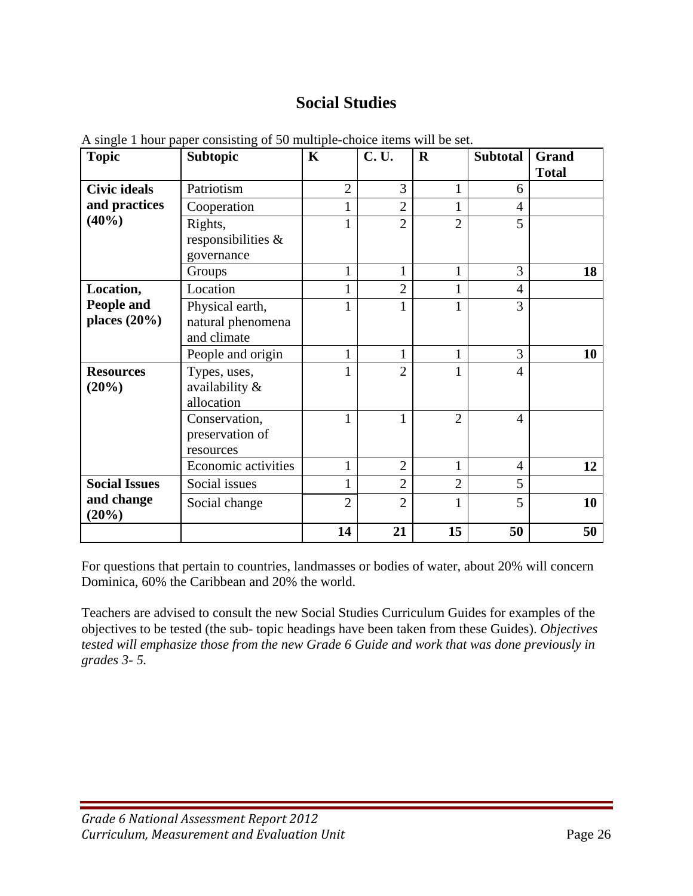## Social Studies

A single 1 hour paper consisting of 50 multiple-choice items will be set.

| Topic | Subtopic | K | C. U. | R | Subtotal | Grand Total |
|---|---|---|---|---|---|---|
| Civic ideals and practices (40%) | Patriotism | 2 | 3 | 1 | 6 | |
| | Cooperation | 1 | 2 | 1 | 4 | |
| | Rights, responsibilities & governance | 1 | 2 | 2 | 5 | |
| | Groups | 1 | 1 | 1 | 3 | **18** |
| Location, People and places (20%) | Location | 1 | 2 | 1 | 4 | |
| | Physical earth, natural phenomena and climate | 1 | 1 | 1 | 3 | |
| | People and origin | 1 | 1 | 1 | 3 | **10** |
| Resources (20%) | Types, uses, availability & allocation | 1 | 2 | 1 | 4 | |
| | Conservation, preservation of resources | 1 | 1 | 2 | 4 | |
| | Economic activities | 1 | 2 | 1 | 4 | **12** |
| Social Issues and change (20%) | Social issues | 1 | 2 | 2 | 5 | |
| | Social change | 2 | 2 | 1 | 5 | **10** |
| | | **14** | **21** | **15** | **50** | **50** |

For questions that pertain to countries, landmasses or bodies of water, about 20% will concern Dominica, 60% the Caribbean and 20% the world.

Teachers are advised to consult the new Social Studies Curriculum Guides for examples of the objectives to be tested (the sub- topic headings have been taken from these Guides). *Objectives tested will emphasize those from the new Grade 6 Guide and work that was done previously in grades 3- 5.*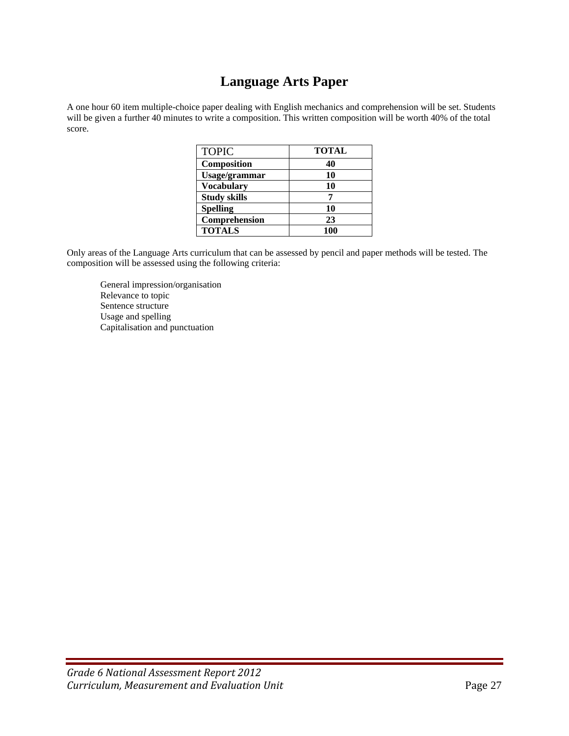# Language Arts Paper

A one hour 60 item multiple-choice paper dealing with English mechanics and comprehension will be set. Students will be given a further 40 minutes to write a composition. This written composition will be worth 40% of the total score.

| TOPIC | TOTAL |
|---|---|
| **Composition** | **40** |
| **Usage/grammar** | **10** |
| **Vocabulary** | **10** |
| **Study skills** | **7** |
| **Spelling** | **10** |
| **Comprehension** | **23** |
| **TOTALS** | **100** |

Only areas of the Language Arts curriculum that can be assessed by pencil and paper methods will be tested. The composition will be assessed using the following criteria:

General impression/organisation
Relevance to topic
Sentence structure
Usage and spelling
Capitalisation and punctuation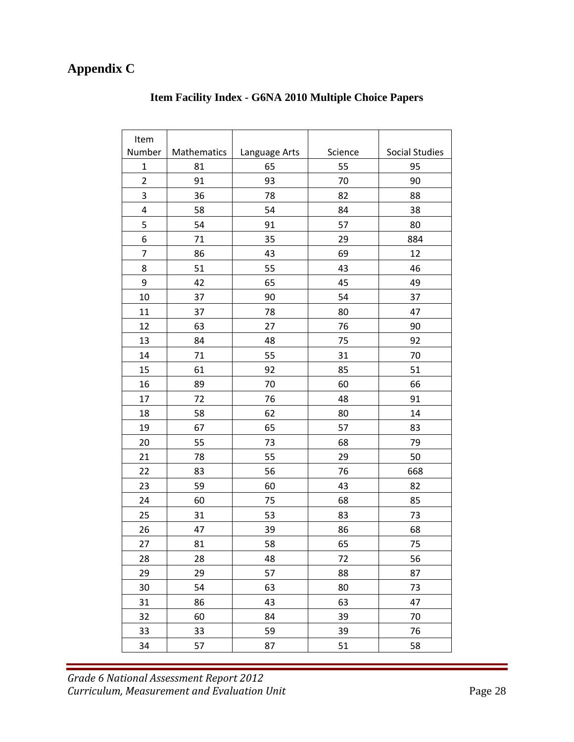# Appendix C

## Item Facility Index - G6NA 2010 Multiple Choice Papers

| Item Number | Mathematics | Language Arts | Science | Social Studies |
|---|---|---|---|---|
| 1 | 81 | 65 | 55 | 95 |
| 2 | 91 | 93 | 70 | 90 |
| 3 | 36 | 78 | 82 | 88 |
| 4 | 58 | 54 | 84 | 38 |
| 5 | 54 | 91 | 57 | 80 |
| 6 | 71 | 35 | 29 | 884 |
| 7 | 86 | 43 | 69 | 12 |
| 8 | 51 | 55 | 43 | 46 |
| 9 | 42 | 65 | 45 | 49 |
| 10 | 37 | 90 | 54 | 37 |
| 11 | 37 | 78 | 80 | 47 |
| 12 | 63 | 27 | 76 | 90 |
| 13 | 84 | 48 | 75 | 92 |
| 14 | 71 | 55 | 31 | 70 |
| 15 | 61 | 92 | 85 | 51 |
| 16 | 89 | 70 | 60 | 66 |
| 17 | 72 | 76 | 48 | 91 |
| 18 | 58 | 62 | 80 | 14 |
| 19 | 67 | 65 | 57 | 83 |
| 20 | 55 | 73 | 68 | 79 |
| 21 | 78 | 55 | 29 | 50 |
| 22 | 83 | 56 | 76 | 668 |
| 23 | 59 | 60 | 43 | 82 |
| 24 | 60 | 75 | 68 | 85 |
| 25 | 31 | 53 | 83 | 73 |
| 26 | 47 | 39 | 86 | 68 |
| 27 | 81 | 58 | 65 | 75 |
| 28 | 28 | 48 | 72 | 56 |
| 29 | 29 | 57 | 88 | 87 |
| 30 | 54 | 63 | 80 | 73 |
| 31 | 86 | 43 | 63 | 47 |
| 32 | 60 | 84 | 39 | 70 |
| 33 | 33 | 59 | 39 | 76 |
| 34 | 57 | 87 | 51 | 58 |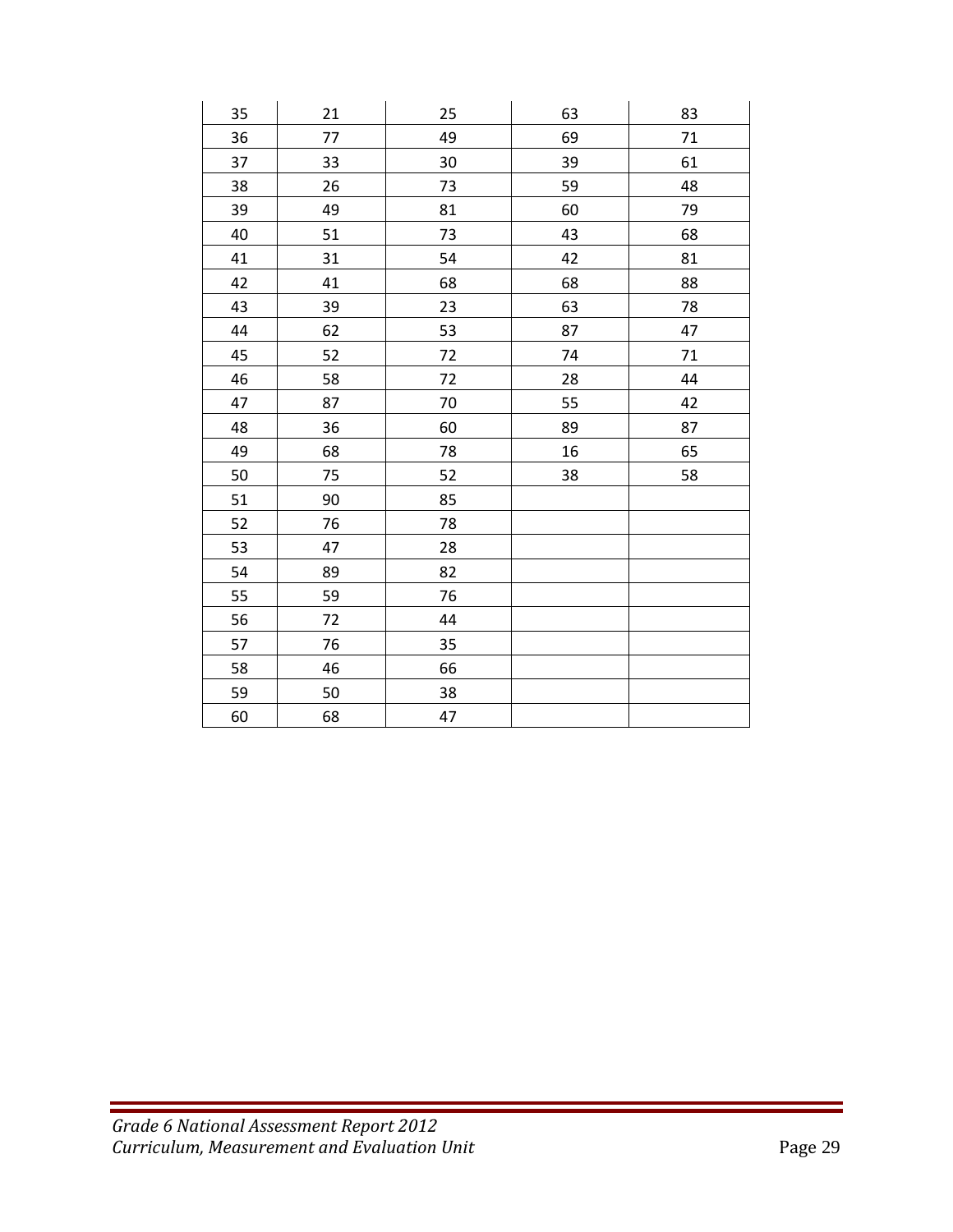| | | | | |
|---|---|---|---|---|
| 35 | 21 | 25 | 63 | 83 |
| 36 | 77 | 49 | 69 | 71 |
| 37 | 33 | 30 | 39 | 61 |
| 38 | 26 | 73 | 59 | 48 |
| 39 | 49 | 81 | 60 | 79 |
| 40 | 51 | 73 | 43 | 68 |
| 41 | 31 | 54 | 42 | 81 |
| 42 | 41 | 68 | 68 | 88 |
| 43 | 39 | 23 | 63 | 78 |
| 44 | 62 | 53 | 87 | 47 |
| 45 | 52 | 72 | 74 | 71 |
| 46 | 58 | 72 | 28 | 44 |
| 47 | 87 | 70 | 55 | 42 |
| 48 | 36 | 60 | 89 | 87 |
| 49 | 68 | 78 | 16 | 65 |
| 50 | 75 | 52 | 38 | 58 |
| 51 | 90 | 85 | | |
| 52 | 76 | 78 | | |
| 53 | 47 | 28 | | |
| 54 | 89 | 82 | | |
| 55 | 59 | 76 | | |
| 56 | 72 | 44 | | |
| 57 | 76 | 35 | | |
| 58 | 46 | 66 | | |
| 59 | 50 | 38 | | |
| 60 | 68 | 47 | | |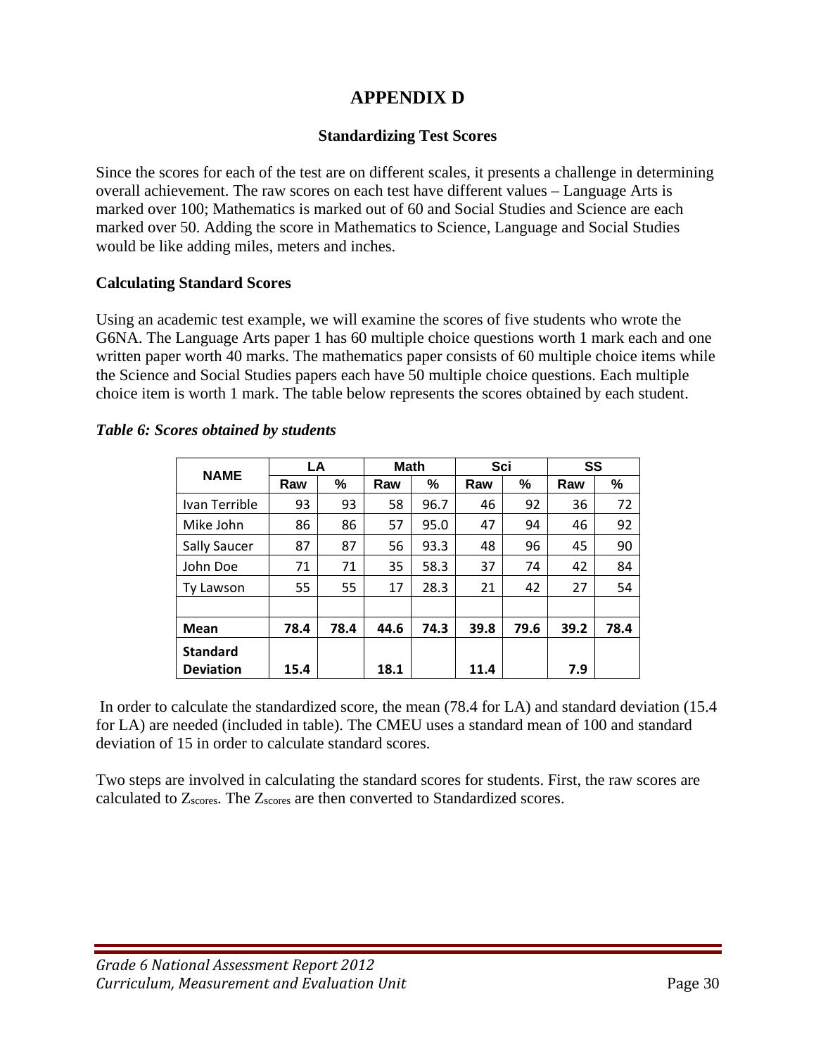# APPENDIX D

### Standardizing Test Scores

Since the scores for each of the test are on different scales, it presents a challenge in determining overall achievement. The raw scores on each test have different values – Language Arts is marked over 100; Mathematics is marked out of 60 and Social Studies and Science are each marked over 50. Adding the score in Mathematics to Science, Language and Social Studies would be like adding miles, meters and inches.

**Calculating Standard Scores**

Using an academic test example, we will examine the scores of five students who wrote the G6NA. The Language Arts paper 1 has 60 multiple choice questions worth 1 mark each and one written paper worth 40 marks. The mathematics paper consists of 60 multiple choice items while the Science and Social Studies papers each have 50 multiple choice questions. Each multiple choice item is worth 1 mark. The table below represents the scores obtained by each student.

***Table 6: Scores obtained by students***

| NAME | LA | | Math | | Sci | | SS | |
|---|---|---|---|---|---|---|---|---|
| | Raw | % | Raw | % | Raw | % | Raw | % |
| Ivan Terrible | 93 | 93 | 58 | 96.7 | 46 | 92 | 36 | 72 |
| Mike John | 86 | 86 | 57 | 95.0 | 47 | 94 | 46 | 92 |
| Sally Saucer | 87 | 87 | 56 | 93.3 | 48 | 96 | 45 | 90 |
| John Doe | 71 | 71 | 35 | 58.3 | 37 | 74 | 42 | 84 |
| Ty Lawson | 55 | 55 | 17 | 28.3 | 21 | 42 | 27 | 54 |
| | | | | | | | | |
| **Mean** | **78.4** | **78.4** | **44.6** | **74.3** | **39.8** | **79.6** | **39.2** | **78.4** |
| **Standard Deviation** | **15.4** | | **18.1** | | **11.4** | | **7.9** | |

In order to calculate the standardized score, the mean (78.4 for LA) and standard deviation (15.4 for LA) are needed (included in table). The CMEU uses a standard mean of 100 and standard deviation of 15 in order to calculate standard scores.

Two steps are involved in calculating the standard scores for students. First, the raw scores are calculated to $Z_{scores}$. The $Z_{scores}$ are then converted to Standardized scores.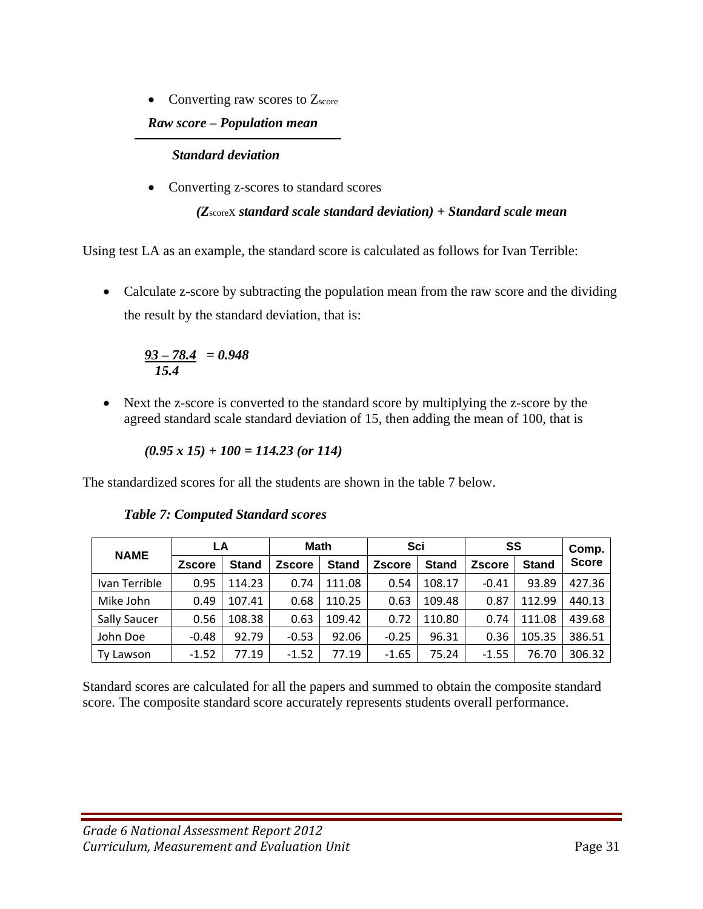- Converting raw scores to Z<sub>score</sub>

$$\frac{\textit{Raw score} - \textit{Population mean}}{\textit{Standard deviation}}$$

- Converting z-scores to standard scores

***(Z**scoreX **standard scale standard deviation) + Standard scale mean***

Using test LA as an example, the standard score is calculated as follows for Ivan Terrible:

- Calculate z-score by subtracting the population mean from the raw score and the dividing the result by the standard deviation, that is:

$$\frac{93 - 78.4}{15.4} = 0.948$$

- Next the z-score is converted to the standard score by multiplying the z-score by the agreed standard scale standard deviation of 15, then adding the mean of 100, that is

$$(0.95 \times 15) + 100 = 114.23 \text{ (or 114)}$$

The standardized scores for all the students are shown in the table 7 below.

***Table 7: Computed Standard scores***

| NAME | LA | | Math | | Sci | | SS | | Comp. Score |
|---|---|---|---|---|---|---|---|---|---|
| | Zscore | Stand | Zscore | Stand | Zscore | Stand | Zscore | Stand | |
| Ivan Terrible | 0.95 | 114.23 | 0.74 | 111.08 | 0.54 | 108.17 | -0.41 | 93.89 | 427.36 |
| Mike John | 0.49 | 107.41 | 0.68 | 110.25 | 0.63 | 109.48 | 0.87 | 112.99 | 440.13 |
| Sally Saucer | 0.56 | 108.38 | 0.63 | 109.42 | 0.72 | 110.80 | 0.74 | 111.08 | 439.68 |
| John Doe | -0.48 | 92.79 | -0.53 | 92.06 | -0.25 | 96.31 | 0.36 | 105.35 | 386.51 |
| Ty Lawson | -1.52 | 77.19 | -1.52 | 77.19 | -1.65 | 75.24 | -1.55 | 76.70 | 306.32 |

Standard scores are calculated for all the papers and summed to obtain the composite standard score. The composite standard score accurately represents students overall performance.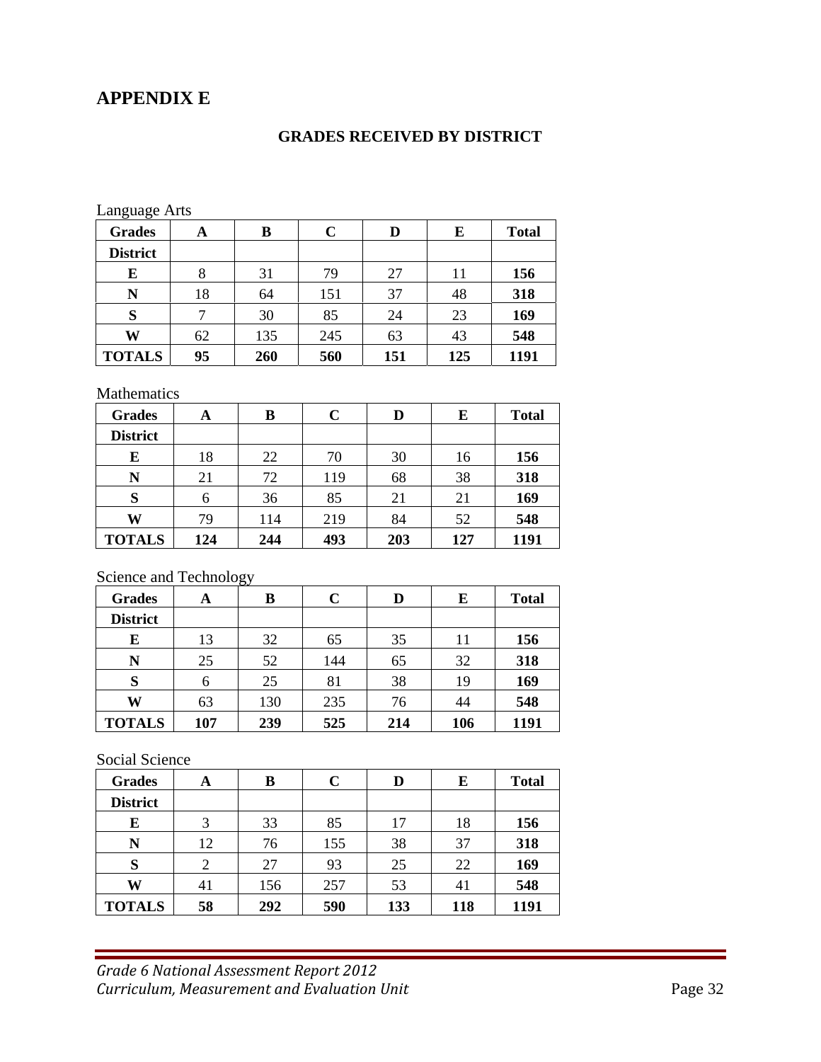# APPENDIX E

## GRADES RECEIVED BY DISTRICT

Language Arts

| Grades | A | B | C | D | E | Total |
|---|---|---|---|---|---|---|
| **District** | | | | | | |
| **E** | 8 | 31 | 79 | 27 | 11 | **156** |
| **N** | 18 | 64 | 151 | 37 | 48 | **318** |
| **S** | 7 | 30 | 85 | 24 | 23 | **169** |
| **W** | 62 | 135 | 245 | 63 | 43 | **548** |
| **TOTALS** | **95** | **260** | **560** | **151** | **125** | **1191** |

Mathematics

| Grades | A | B | C | D | E | Total |
|---|---|---|---|---|---|---|
| **District** | | | | | | |
| **E** | 18 | 22 | 70 | 30 | 16 | **156** |
| **N** | 21 | 72 | 119 | 68 | 38 | **318** |
| **S** | 6 | 36 | 85 | 21 | 21 | **169** |
| **W** | 79 | 114 | 219 | 84 | 52 | **548** |
| **TOTALS** | **124** | **244** | **493** | **203** | **127** | **1191** |

Science and Technology

| Grades | A | B | C | D | E | Total |
|---|---|---|---|---|---|---|
| **District** | | | | | | |
| **E** | 13 | 32 | 65 | 35 | 11 | **156** |
| **N** | 25 | 52 | 144 | 65 | 32 | **318** |
| **S** | 6 | 25 | 81 | 38 | 19 | **169** |
| **W** | 63 | 130 | 235 | 76 | 44 | **548** |
| **TOTALS** | **107** | **239** | **525** | **214** | **106** | **1191** |

Social Science

| Grades | A | B | C | D | E | Total |
|---|---|---|---|---|---|---|
| **District** | | | | | | |
| **E** | 3 | 33 | 85 | 17 | 18 | **156** |
| **N** | 12 | 76 | 155 | 38 | 37 | **318** |
| **S** | 2 | 27 | 93 | 25 | 22 | **169** |
| **W** | 41 | 156 | 257 | 53 | 41 | **548** |
| **TOTALS** | **58** | **292** | **590** | **133** | **118** | **1191** |